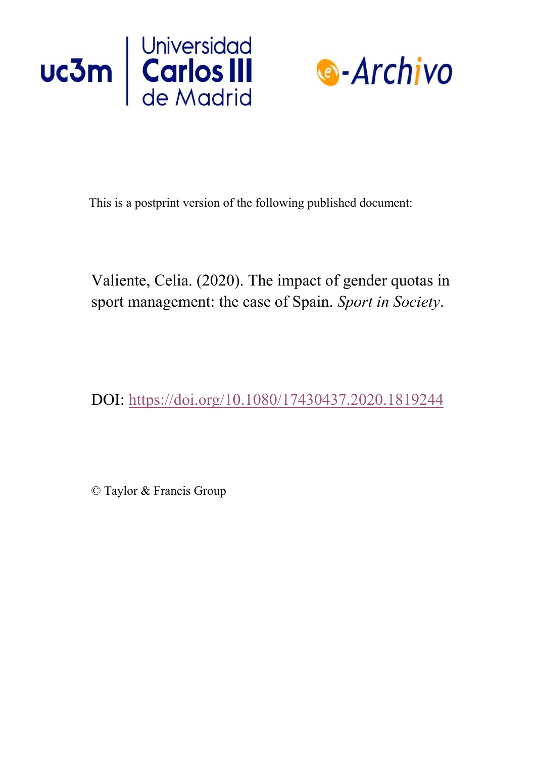This is a postprint version of the following published document:

Valiente, Celia. (2020). The impact of gender quotas in sport management: the case of Spain. *Sport in Society*.

DOI: https://doi.org/10.1080/17430437.2020.1819244

© Taylor & Francis Group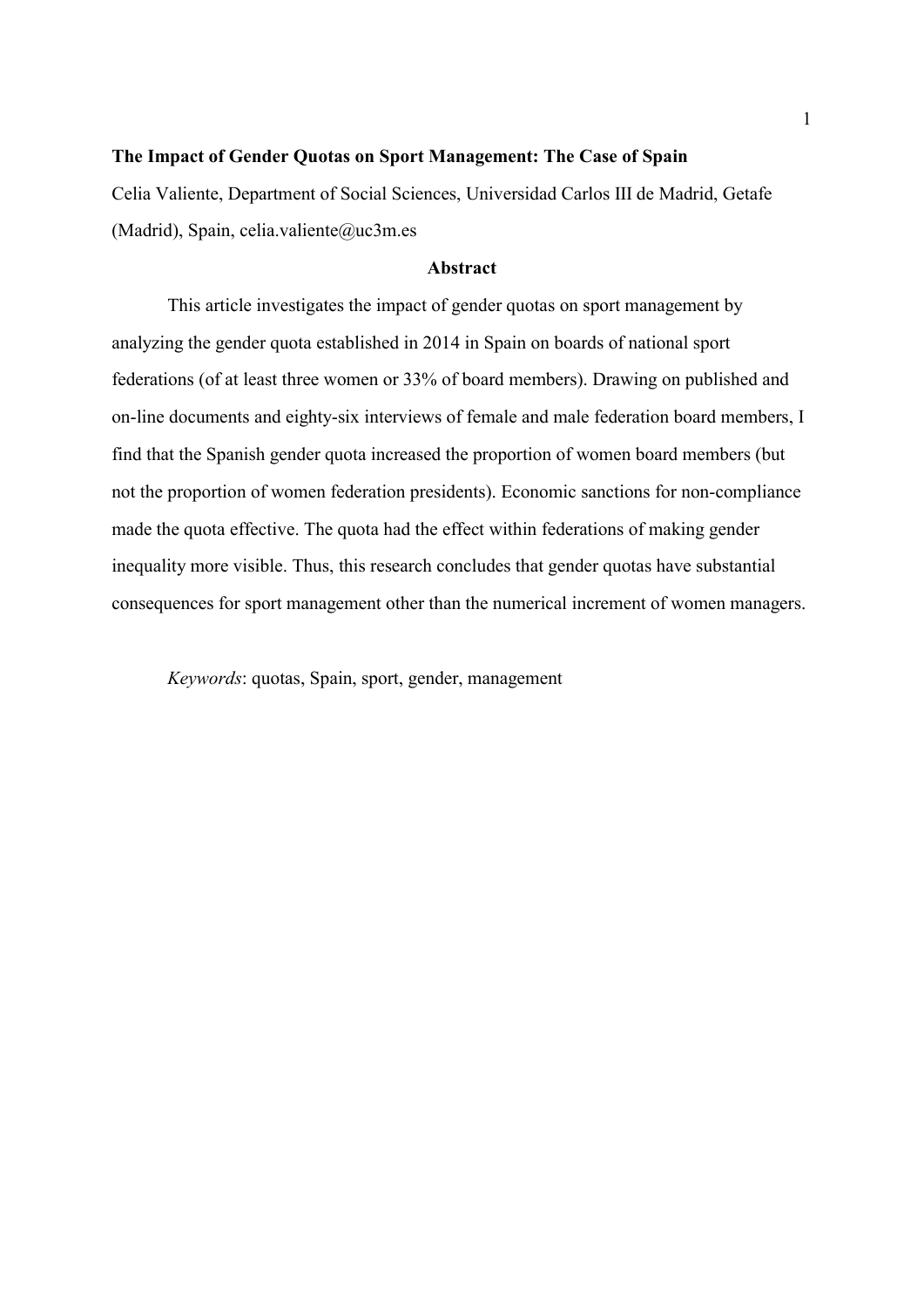**The Impact of Gender Quotas on Sport Management: The Case of Spain**

Celia Valiente, Department of Social Sciences, Universidad Carlos III de Madrid, Getafe (Madrid), Spain, celia.valiente@uc3m.es

## Abstract

This article investigates the impact of gender quotas on sport management by analyzing the gender quota established in 2014 in Spain on boards of national sport federations (of at least three women or 33% of board members). Drawing on published and on-line documents and eighty-six interviews of female and male federation board members, I find that the Spanish gender quota increased the proportion of women board members (but not the proportion of women federation presidents). Economic sanctions for non-compliance made the quota effective. The quota had the effect within federations of making gender inequality more visible. Thus, this research concludes that gender quotas have substantial consequences for sport management other than the numerical increment of women managers.

*Keywords*: quotas, Spain, sport, gender, management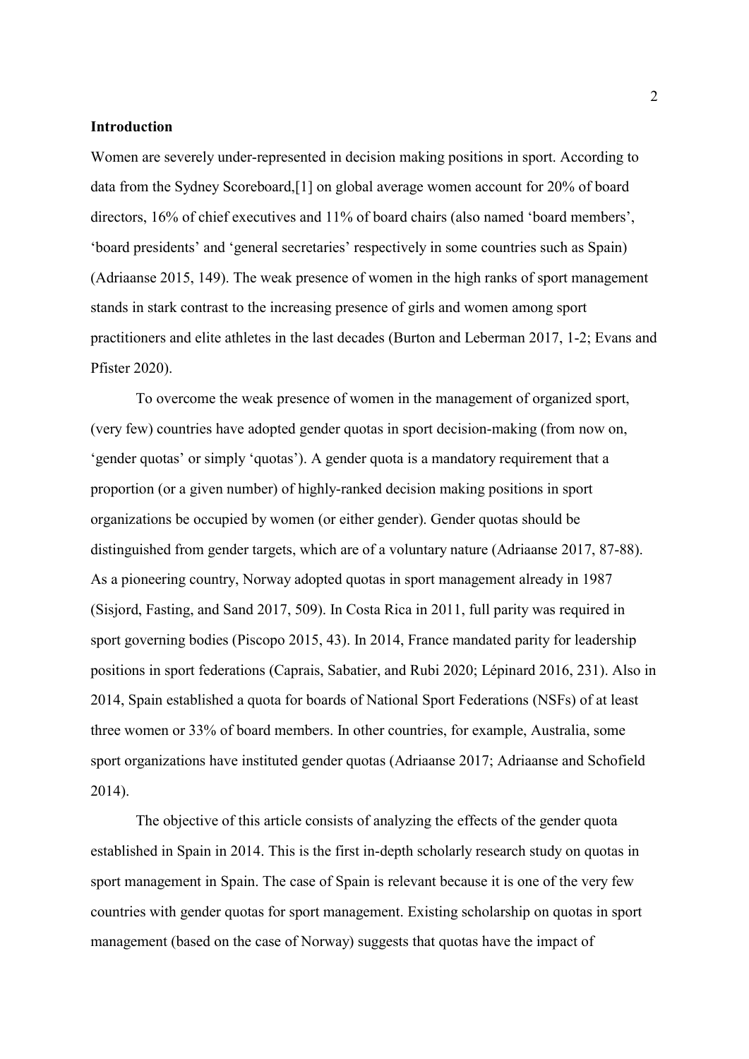## Introduction

Women are severely under-represented in decision making positions in sport. According to data from the Sydney Scoreboard,[1] on global average women account for 20% of board directors, 16% of chief executives and 11% of board chairs (also named 'board members', 'board presidents' and 'general secretaries' respectively in some countries such as Spain) (Adriaanse 2015, 149). The weak presence of women in the high ranks of sport management stands in stark contrast to the increasing presence of girls and women among sport practitioners and elite athletes in the last decades (Burton and Leberman 2017, 1-2; Evans and Pfister 2020).

To overcome the weak presence of women in the management of organized sport, (very few) countries have adopted gender quotas in sport decision-making (from now on, 'gender quotas' or simply 'quotas'). A gender quota is a mandatory requirement that a proportion (or a given number) of highly-ranked decision making positions in sport organizations be occupied by women (or either gender). Gender quotas should be distinguished from gender targets, which are of a voluntary nature (Adriaanse 2017, 87-88). As a pioneering country, Norway adopted quotas in sport management already in 1987 (Sisjord, Fasting, and Sand 2017, 509). In Costa Rica in 2011, full parity was required in sport governing bodies (Piscopo 2015, 43). In 2014, France mandated parity for leadership positions in sport federations (Caprais, Sabatier, and Rubi 2020; Lépinard 2016, 231). Also in 2014, Spain established a quota for boards of National Sport Federations (NSFs) of at least three women or 33% of board members. In other countries, for example, Australia, some sport organizations have instituted gender quotas (Adriaanse 2017; Adriaanse and Schofield 2014).

The objective of this article consists of analyzing the effects of the gender quota established in Spain in 2014. This is the first in-depth scholarly research study on quotas in sport management in Spain. The case of Spain is relevant because it is one of the very few countries with gender quotas for sport management. Existing scholarship on quotas in sport management (based on the case of Norway) suggests that quotas have the impact of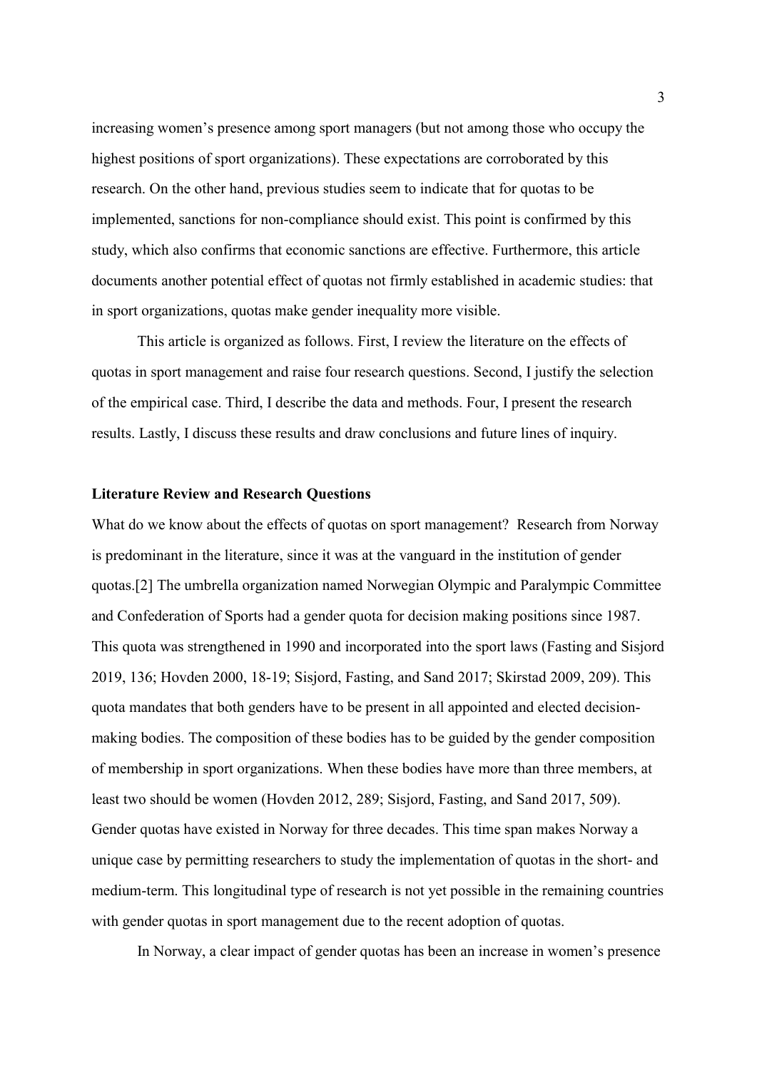increasing women's presence among sport managers (but not among those who occupy the highest positions of sport organizations). These expectations are corroborated by this research. On the other hand, previous studies seem to indicate that for quotas to be implemented, sanctions for non-compliance should exist. This point is confirmed by this study, which also confirms that economic sanctions are effective. Furthermore, this article documents another potential effect of quotas not firmly established in academic studies: that in sport organizations, quotas make gender inequality more visible.

This article is organized as follows. First, I review the literature on the effects of quotas in sport management and raise four research questions. Second, I justify the selection of the empirical case. Third, I describe the data and methods. Four, I present the research results. Lastly, I discuss these results and draw conclusions and future lines of inquiry.

## Literature Review and Research Questions

What do we know about the effects of quotas on sport management? Research from Norway is predominant in the literature, since it was at the vanguard in the institution of gender quotas.[2] The umbrella organization named Norwegian Olympic and Paralympic Committee and Confederation of Sports had a gender quota for decision making positions since 1987. This quota was strengthened in 1990 and incorporated into the sport laws (Fasting and Sisjord 2019, 136; Hovden 2000, 18-19; Sisjord, Fasting, and Sand 2017; Skirstad 2009, 209). This quota mandates that both genders have to be present in all appointed and elected decision-making bodies. The composition of these bodies has to be guided by the gender composition of membership in sport organizations. When these bodies have more than three members, at least two should be women (Hovden 2012, 289; Sisjord, Fasting, and Sand 2017, 509). Gender quotas have existed in Norway for three decades. This time span makes Norway a unique case by permitting researchers to study the implementation of quotas in the short- and medium-term. This longitudinal type of research is not yet possible in the remaining countries with gender quotas in sport management due to the recent adoption of quotas.

In Norway, a clear impact of gender quotas has been an increase in women's presence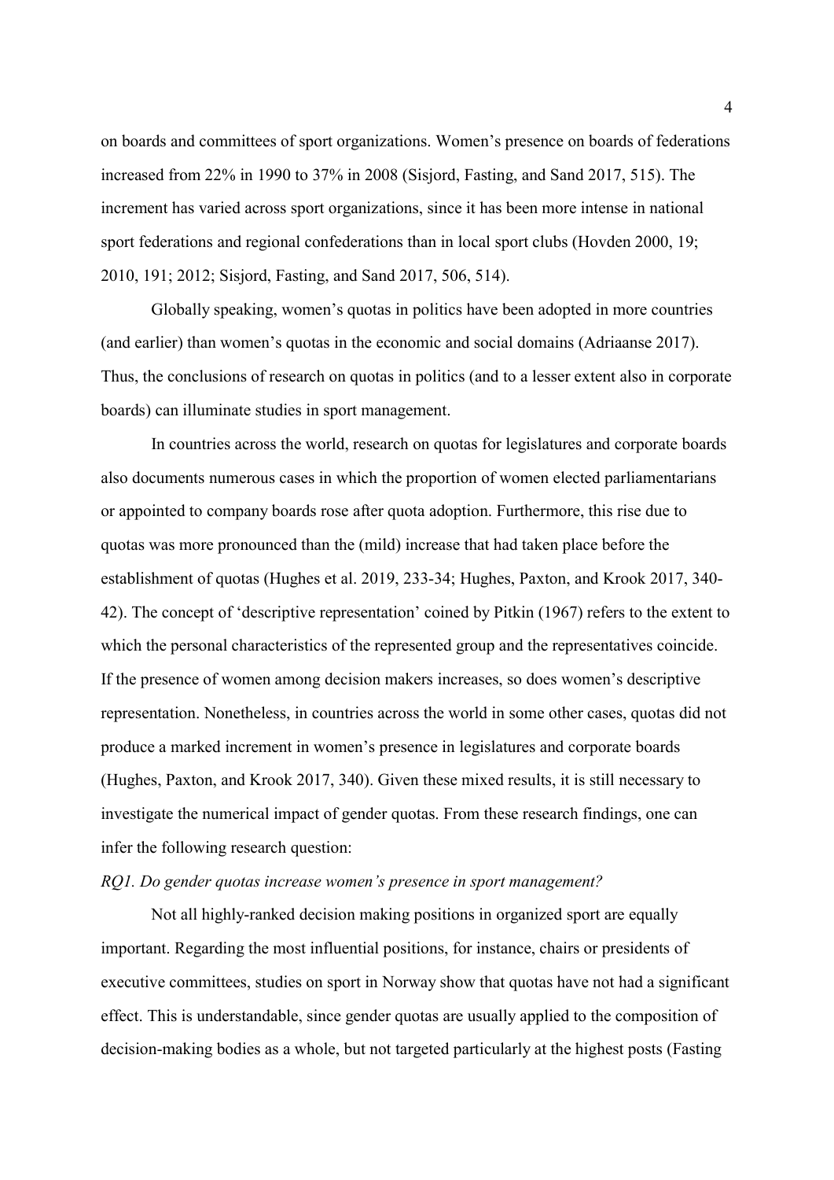on boards and committees of sport organizations. Women's presence on boards of federations increased from 22% in 1990 to 37% in 2008 (Sisjord, Fasting, and Sand 2017, 515). The increment has varied across sport organizations, since it has been more intense in national sport federations and regional confederations than in local sport clubs (Hovden 2000, 19; 2010, 191; 2012; Sisjord, Fasting, and Sand 2017, 506, 514).

Globally speaking, women's quotas in politics have been adopted in more countries (and earlier) than women's quotas in the economic and social domains (Adriaanse 2017). Thus, the conclusions of research on quotas in politics (and to a lesser extent also in corporate boards) can illuminate studies in sport management.

In countries across the world, research on quotas for legislatures and corporate boards also documents numerous cases in which the proportion of women elected parliamentarians or appointed to company boards rose after quota adoption. Furthermore, this rise due to quotas was more pronounced than the (mild) increase that had taken place before the establishment of quotas (Hughes et al. 2019, 233-34; Hughes, Paxton, and Krook 2017, 340-42). The concept of 'descriptive representation' coined by Pitkin (1967) refers to the extent to which the personal characteristics of the represented group and the representatives coincide. If the presence of women among decision makers increases, so does women's descriptive representation. Nonetheless, in countries across the world in some other cases, quotas did not produce a marked increment in women's presence in legislatures and corporate boards (Hughes, Paxton, and Krook 2017, 340). Given these mixed results, it is still necessary to investigate the numerical impact of gender quotas. From these research findings, one can infer the following research question:

*RQ1. Do gender quotas increase women's presence in sport management?*

Not all highly-ranked decision making positions in organized sport are equally important. Regarding the most influential positions, for instance, chairs or presidents of executive committees, studies on sport in Norway show that quotas have not had a significant effect. This is understandable, since gender quotas are usually applied to the composition of decision-making bodies as a whole, but not targeted particularly at the highest posts (Fasting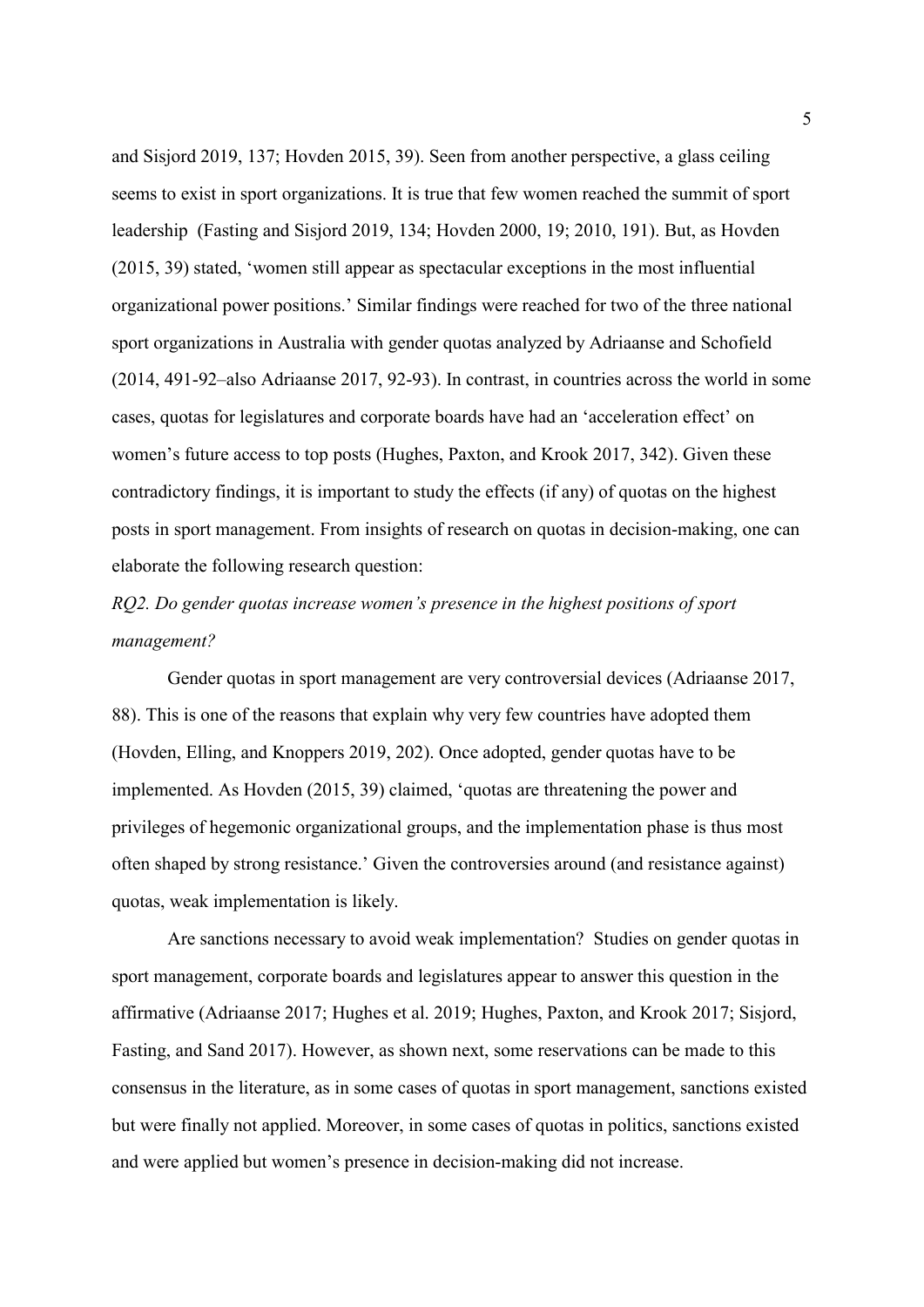and Sisjord 2019, 137; Hovden 2015, 39). Seen from another perspective, a glass ceiling seems to exist in sport organizations. It is true that few women reached the summit of sport leadership (Fasting and Sisjord 2019, 134; Hovden 2000, 19; 2010, 191). But, as Hovden (2015, 39) stated, 'women still appear as spectacular exceptions in the most influential organizational power positions.' Similar findings were reached for two of the three national sport organizations in Australia with gender quotas analyzed by Adriaanse and Schofield (2014, 491-92–also Adriaanse 2017, 92-93). In contrast, in countries across the world in some cases, quotas for legislatures and corporate boards have had an 'acceleration effect' on women's future access to top posts (Hughes, Paxton, and Krook 2017, 342). Given these contradictory findings, it is important to study the effects (if any) of quotas on the highest posts in sport management. From insights of research on quotas in decision-making, one can elaborate the following research question:

*RQ2. Do gender quotas increase women's presence in the highest positions of sport management?*

Gender quotas in sport management are very controversial devices (Adriaanse 2017, 88). This is one of the reasons that explain why very few countries have adopted them (Hovden, Elling, and Knoppers 2019, 202). Once adopted, gender quotas have to be implemented. As Hovden (2015, 39) claimed, 'quotas are threatening the power and privileges of hegemonic organizational groups, and the implementation phase is thus most often shaped by strong resistance.' Given the controversies around (and resistance against) quotas, weak implementation is likely.

Are sanctions necessary to avoid weak implementation? Studies on gender quotas in sport management, corporate boards and legislatures appear to answer this question in the affirmative (Adriaanse 2017; Hughes et al. 2019; Hughes, Paxton, and Krook 2017; Sisjord, Fasting, and Sand 2017). However, as shown next, some reservations can be made to this consensus in the literature, as in some cases of quotas in sport management, sanctions existed but were finally not applied. Moreover, in some cases of quotas in politics, sanctions existed and were applied but women's presence in decision-making did not increase.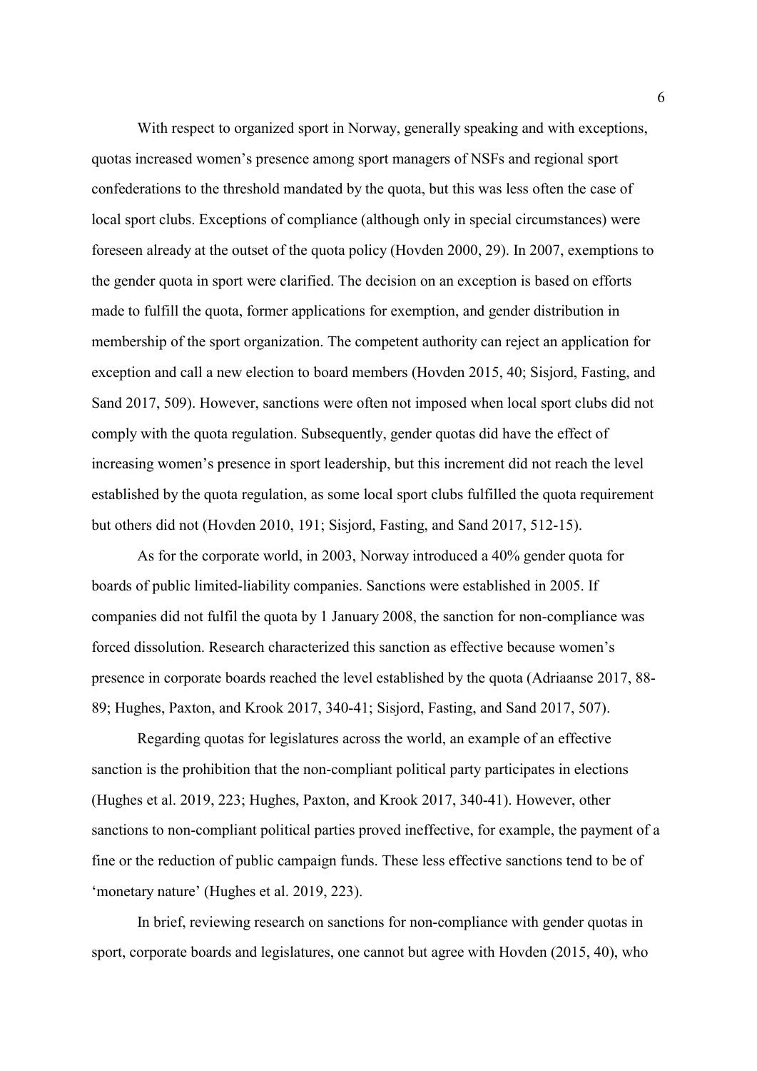With respect to organized sport in Norway, generally speaking and with exceptions, quotas increased women's presence among sport managers of NSFs and regional sport confederations to the threshold mandated by the quota, but this was less often the case of local sport clubs. Exceptions of compliance (although only in special circumstances) were foreseen already at the outset of the quota policy (Hovden 2000, 29). In 2007, exemptions to the gender quota in sport were clarified. The decision on an exception is based on efforts made to fulfill the quota, former applications for exemption, and gender distribution in membership of the sport organization. The competent authority can reject an application for exception and call a new election to board members (Hovden 2015, 40; Sisjord, Fasting, and Sand 2017, 509). However, sanctions were often not imposed when local sport clubs did not comply with the quota regulation. Subsequently, gender quotas did have the effect of increasing women's presence in sport leadership, but this increment did not reach the level established by the quota regulation, as some local sport clubs fulfilled the quota requirement but others did not (Hovden 2010, 191; Sisjord, Fasting, and Sand 2017, 512-15).

As for the corporate world, in 2003, Norway introduced a 40% gender quota for boards of public limited-liability companies. Sanctions were established in 2005. If companies did not fulfil the quota by 1 January 2008, the sanction for non-compliance was forced dissolution. Research characterized this sanction as effective because women's presence in corporate boards reached the level established by the quota (Adriaanse 2017, 88-89; Hughes, Paxton, and Krook 2017, 340-41; Sisjord, Fasting, and Sand 2017, 507).

Regarding quotas for legislatures across the world, an example of an effective sanction is the prohibition that the non-compliant political party participates in elections (Hughes et al. 2019, 223; Hughes, Paxton, and Krook 2017, 340-41). However, other sanctions to non-compliant political parties proved ineffective, for example, the payment of a fine or the reduction of public campaign funds. These less effective sanctions tend to be of 'monetary nature' (Hughes et al. 2019, 223).

In brief, reviewing research on sanctions for non-compliance with gender quotas in sport, corporate boards and legislatures, one cannot but agree with Hovden (2015, 40), who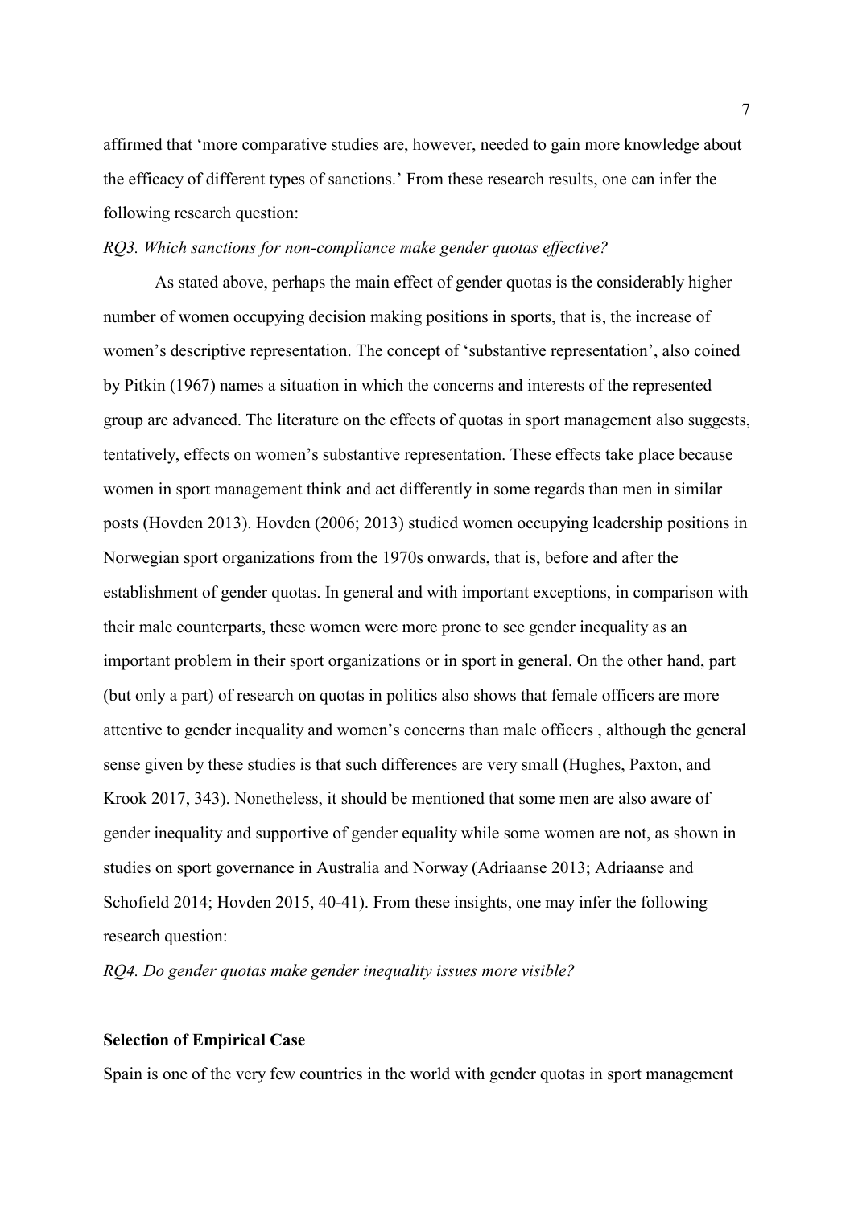affirmed that 'more comparative studies are, however, needed to gain more knowledge about the efficacy of different types of sanctions.' From these research results, one can infer the following research question:

*RQ3. Which sanctions for non-compliance make gender quotas effective?*

As stated above, perhaps the main effect of gender quotas is the considerably higher number of women occupying decision making positions in sports, that is, the increase of women's descriptive representation. The concept of 'substantive representation', also coined by Pitkin (1967) names a situation in which the concerns and interests of the represented group are advanced. The literature on the effects of quotas in sport management also suggests, tentatively, effects on women's substantive representation. These effects take place because women in sport management think and act differently in some regards than men in similar posts (Hovden 2013). Hovden (2006; 2013) studied women occupying leadership positions in Norwegian sport organizations from the 1970s onwards, that is, before and after the establishment of gender quotas. In general and with important exceptions, in comparison with their male counterparts, these women were more prone to see gender inequality as an important problem in their sport organizations or in sport in general. On the other hand, part (but only a part) of research on quotas in politics also shows that female officers are more attentive to gender inequality and women's concerns than male officers , although the general sense given by these studies is that such differences are very small (Hughes, Paxton, and Krook 2017, 343). Nonetheless, it should be mentioned that some men are also aware of gender inequality and supportive of gender equality while some women are not, as shown in studies on sport governance in Australia and Norway (Adriaanse 2013; Adriaanse and Schofield 2014; Hovden 2015, 40-41). From these insights, one may infer the following research question:

*RQ4. Do gender quotas make gender inequality issues more visible?*

## Selection of Empirical Case

Spain is one of the very few countries in the world with gender quotas in sport management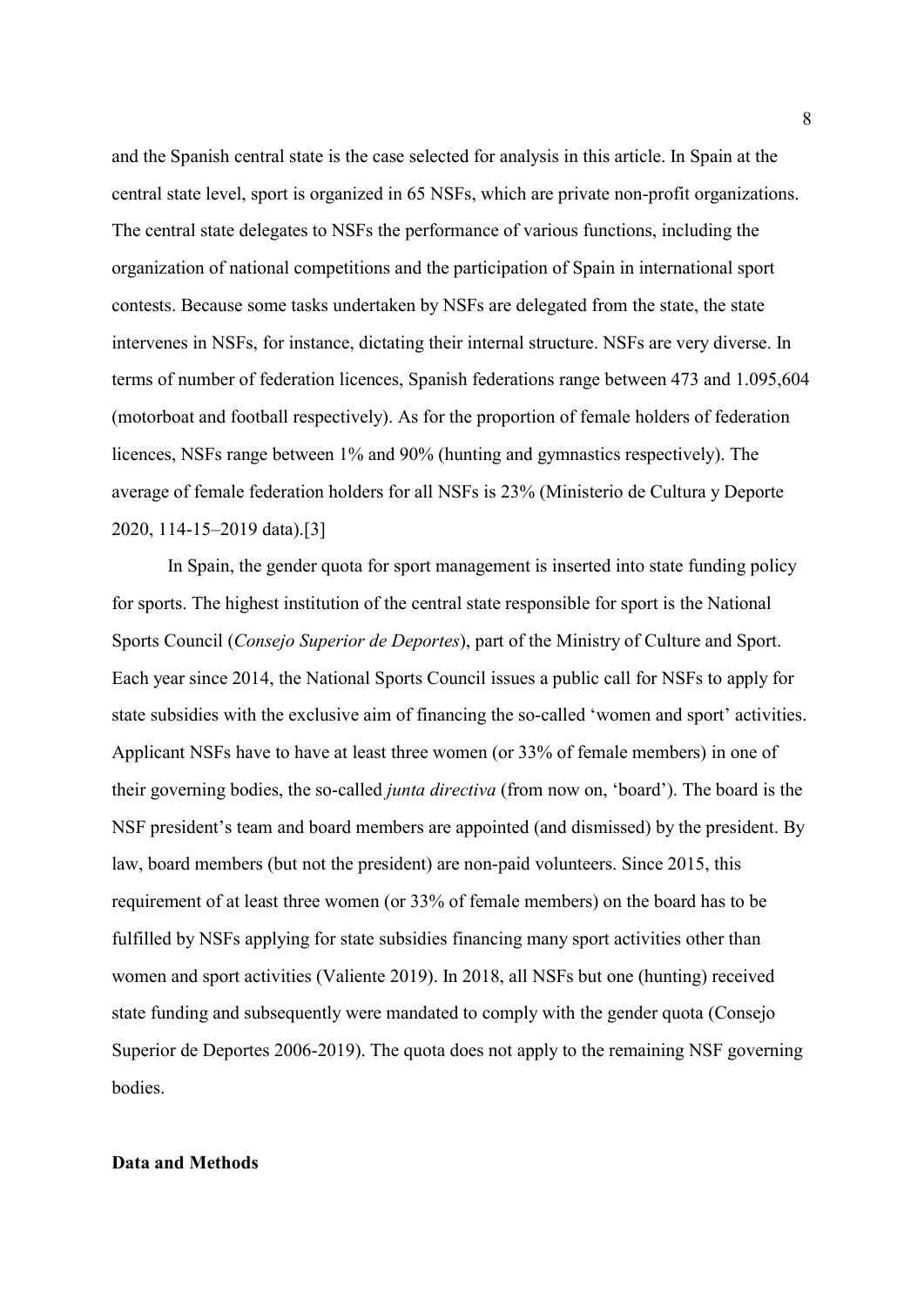and the Spanish central state is the case selected for analysis in this article. In Spain at the central state level, sport is organized in 65 NSFs, which are private non-profit organizations. The central state delegates to NSFs the performance of various functions, including the organization of national competitions and the participation of Spain in international sport contests. Because some tasks undertaken by NSFs are delegated from the state, the state intervenes in NSFs, for instance, dictating their internal structure. NSFs are very diverse. In terms of number of federation licences, Spanish federations range between 473 and 1.095,604 (motorboat and football respectively). As for the proportion of female holders of federation licences, NSFs range between 1% and 90% (hunting and gymnastics respectively). The average of female federation holders for all NSFs is 23% (Ministerio de Cultura y Deporte 2020, 114-15–2019 data).[3]

In Spain, the gender quota for sport management is inserted into state funding policy for sports. The highest institution of the central state responsible for sport is the National Sports Council (*Consejo Superior de Deportes*), part of the Ministry of Culture and Sport. Each year since 2014, the National Sports Council issues a public call for NSFs to apply for state subsidies with the exclusive aim of financing the so-called 'women and sport' activities. Applicant NSFs have to have at least three women (or 33% of female members) in one of their governing bodies, the so-called *junta directiva* (from now on, 'board'). The board is the NSF president's team and board members are appointed (and dismissed) by the president. By law, board members (but not the president) are non-paid volunteers. Since 2015, this requirement of at least three women (or 33% of female members) on the board has to be fulfilled by NSFs applying for state subsidies financing many sport activities other than women and sport activities (Valiente 2019). In 2018, all NSFs but one (hunting) received state funding and subsequently were mandated to comply with the gender quota (Consejo Superior de Deportes 2006-2019). The quota does not apply to the remaining NSF governing bodies.

## Data and Methods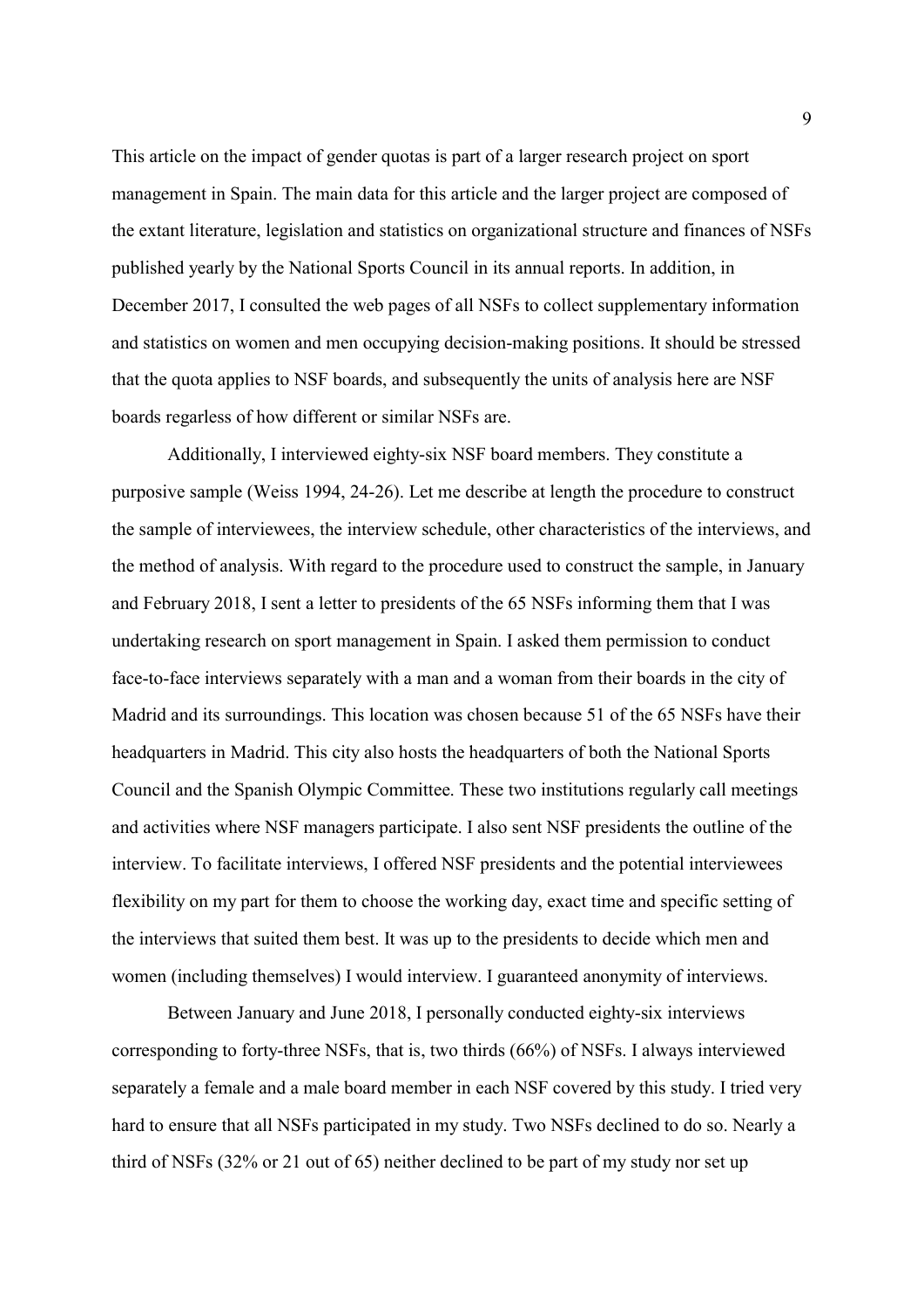This article on the impact of gender quotas is part of a larger research project on sport management in Spain. The main data for this article and the larger project are composed of the extant literature, legislation and statistics on organizational structure and finances of NSFs published yearly by the National Sports Council in its annual reports. In addition, in December 2017, I consulted the web pages of all NSFs to collect supplementary information and statistics on women and men occupying decision-making positions. It should be stressed that the quota applies to NSF boards, and subsequently the units of analysis here are NSF boards regarless of how different or similar NSFs are.

Additionally, I interviewed eighty-six NSF board members. They constitute a purposive sample (Weiss 1994, 24-26). Let me describe at length the procedure to construct the sample of interviewees, the interview schedule, other characteristics of the interviews, and the method of analysis. With regard to the procedure used to construct the sample, in January and February 2018, I sent a letter to presidents of the 65 NSFs informing them that I was undertaking research on sport management in Spain. I asked them permission to conduct face-to-face interviews separately with a man and a woman from their boards in the city of Madrid and its surroundings. This location was chosen because 51 of the 65 NSFs have their headquarters in Madrid. This city also hosts the headquarters of both the National Sports Council and the Spanish Olympic Committee. These two institutions regularly call meetings and activities where NSF managers participate. I also sent NSF presidents the outline of the interview. To facilitate interviews, I offered NSF presidents and the potential interviewees flexibility on my part for them to choose the working day, exact time and specific setting of the interviews that suited them best. It was up to the presidents to decide which men and women (including themselves) I would interview. I guaranteed anonymity of interviews.

Between January and June 2018, I personally conducted eighty-six interviews corresponding to forty-three NSFs, that is, two thirds (66%) of NSFs. I always interviewed separately a female and a male board member in each NSF covered by this study. I tried very hard to ensure that all NSFs participated in my study. Two NSFs declined to do so. Nearly a third of NSFs (32% or 21 out of 65) neither declined to be part of my study nor set up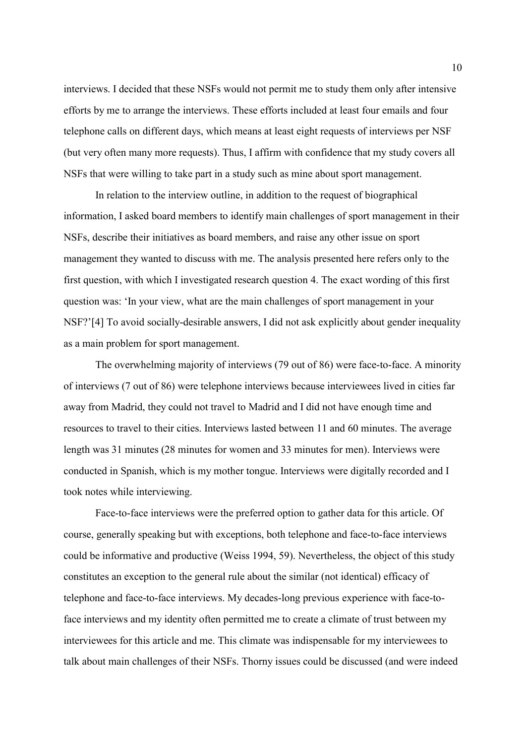interviews. I decided that these NSFs would not permit me to study them only after intensive efforts by me to arrange the interviews. These efforts included at least four emails and four telephone calls on different days, which means at least eight requests of interviews per NSF (but very often many more requests). Thus, I affirm with confidence that my study covers all NSFs that were willing to take part in a study such as mine about sport management.

In relation to the interview outline, in addition to the request of biographical information, I asked board members to identify main challenges of sport management in their NSFs, describe their initiatives as board members, and raise any other issue on sport management they wanted to discuss with me. The analysis presented here refers only to the first question, with which I investigated research question 4. The exact wording of this first question was: 'In your view, what are the main challenges of sport management in your NSF?'[4] To avoid socially-desirable answers, I did not ask explicitly about gender inequality as a main problem for sport management.

The overwhelming majority of interviews (79 out of 86) were face-to-face. A minority of interviews (7 out of 86) were telephone interviews because interviewees lived in cities far away from Madrid, they could not travel to Madrid and I did not have enough time and resources to travel to their cities. Interviews lasted between 11 and 60 minutes. The average length was 31 minutes (28 minutes for women and 33 minutes for men). Interviews were conducted in Spanish, which is my mother tongue. Interviews were digitally recorded and I took notes while interviewing.

Face-to-face interviews were the preferred option to gather data for this article. Of course, generally speaking but with exceptions, both telephone and face-to-face interviews could be informative and productive (Weiss 1994, 59). Nevertheless, the object of this study constitutes an exception to the general rule about the similar (not identical) efficacy of telephone and face-to-face interviews. My decades-long previous experience with face-to-face interviews and my identity often permitted me to create a climate of trust between my interviewees for this article and me. This climate was indispensable for my interviewees to talk about main challenges of their NSFs. Thorny issues could be discussed (and were indeed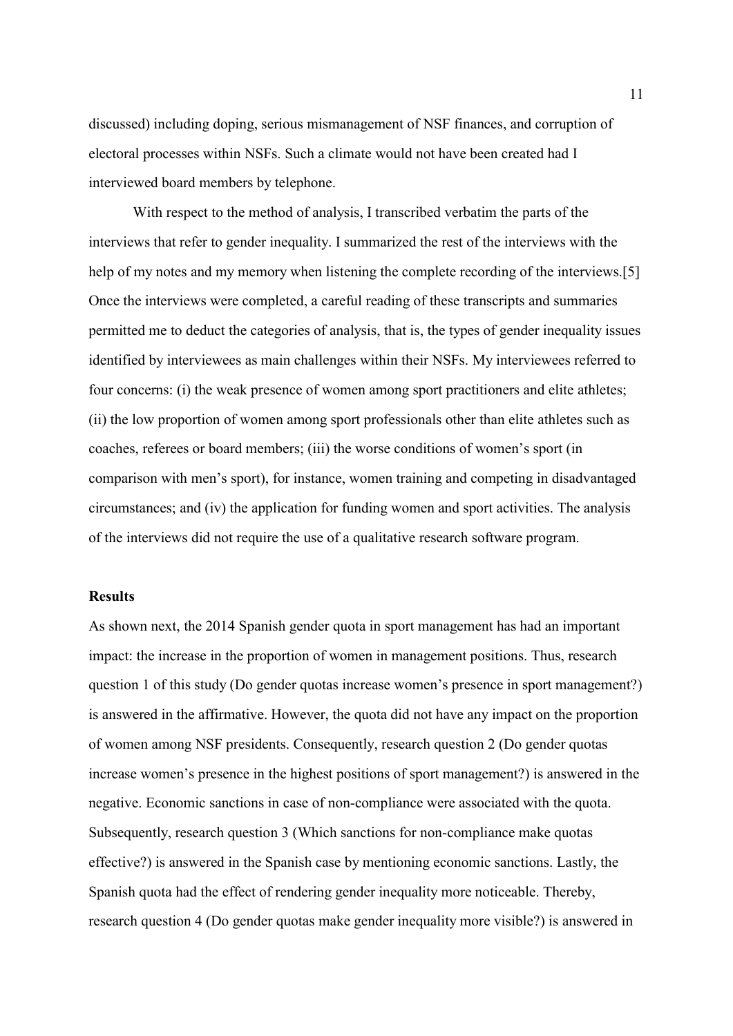discussed) including doping, serious mismanagement of NSF finances, and corruption of electoral processes within NSFs. Such a climate would not have been created had I interviewed board members by telephone.

With respect to the method of analysis, I transcribed verbatim the parts of the interviews that refer to gender inequality. I summarized the rest of the interviews with the help of my notes and my memory when listening the complete recording of the interviews.[5] Once the interviews were completed, a careful reading of these transcripts and summaries permitted me to deduct the categories of analysis, that is, the types of gender inequality issues identified by interviewees as main challenges within their NSFs. My interviewees referred to four concerns: (i) the weak presence of women among sport practitioners and elite athletes; (ii) the low proportion of women among sport professionals other than elite athletes such as coaches, referees or board members; (iii) the worse conditions of women's sport (in comparison with men's sport), for instance, women training and competing in disadvantaged circumstances; and (iv) the application for funding women and sport activities. The analysis of the interviews did not require the use of a qualitative research software program.

## Results

As shown next, the 2014 Spanish gender quota in sport management has had an important impact: the increase in the proportion of women in management positions. Thus, research question 1 of this study (Do gender quotas increase women's presence in sport management?) is answered in the affirmative. However, the quota did not have any impact on the proportion of women among NSF presidents. Consequently, research question 2 (Do gender quotas increase women's presence in the highest positions of sport management?) is answered in the negative. Economic sanctions in case of non-compliance were associated with the quota. Subsequently, research question 3 (Which sanctions for non-compliance make quotas effective?) is answered in the Spanish case by mentioning economic sanctions. Lastly, the Spanish quota had the effect of rendering gender inequality more noticeable. Thereby, research question 4 (Do gender quotas make gender inequality more visible?) is answered in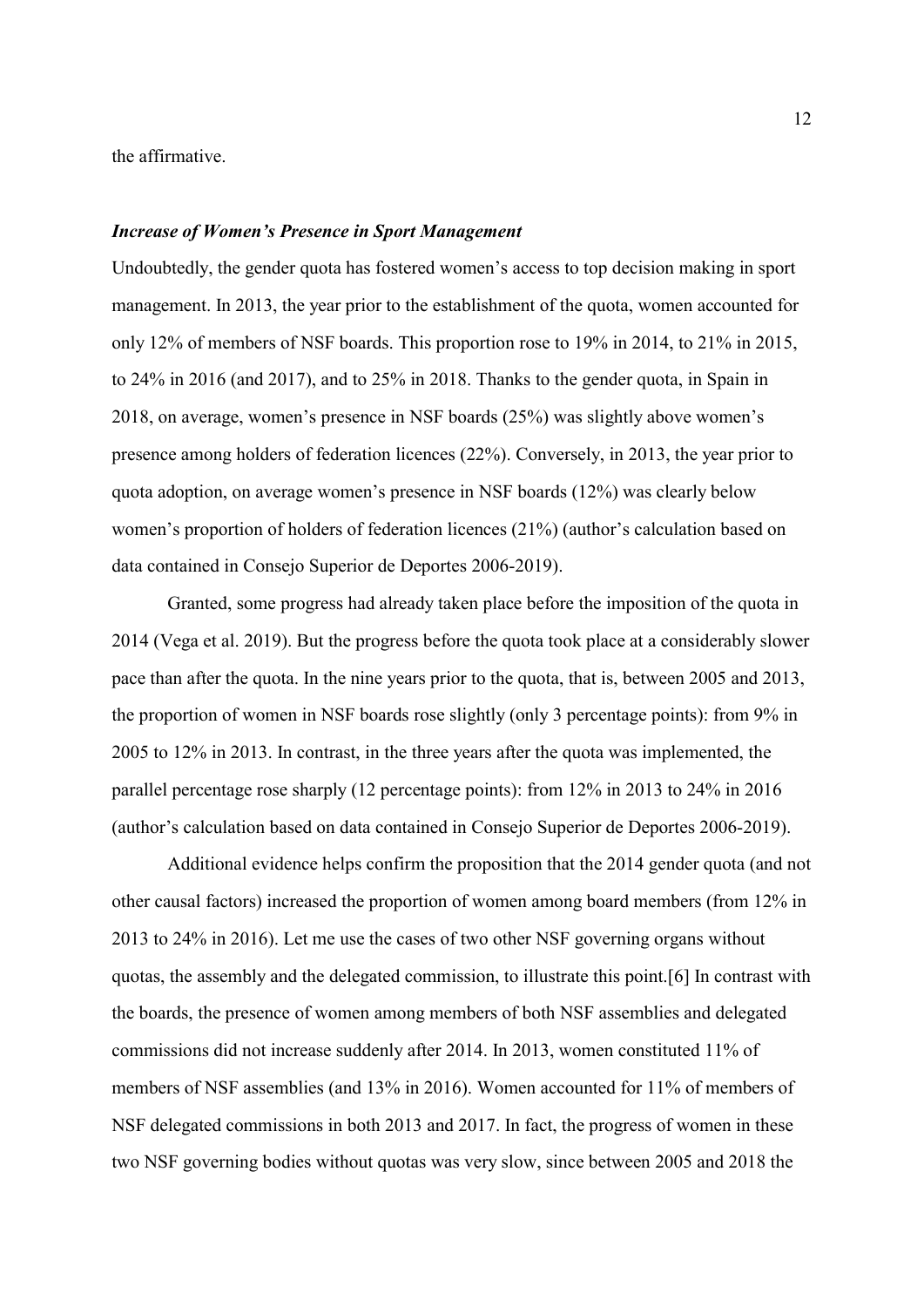the affirmative.

### *Increase of Women's Presence in Sport Management*

Undoubtedly, the gender quota has fostered women's access to top decision making in sport management. In 2013, the year prior to the establishment of the quota, women accounted for only 12% of members of NSF boards. This proportion rose to 19% in 2014, to 21% in 2015, to 24% in 2016 (and 2017), and to 25% in 2018. Thanks to the gender quota, in Spain in 2018, on average, women's presence in NSF boards (25%) was slightly above women's presence among holders of federation licences (22%). Conversely, in 2013, the year prior to quota adoption, on average women's presence in NSF boards (12%) was clearly below women's proportion of holders of federation licences (21%) (author's calculation based on data contained in Consejo Superior de Deportes 2006-2019).

Granted, some progress had already taken place before the imposition of the quota in 2014 (Vega et al. 2019). But the progress before the quota took place at a considerably slower pace than after the quota. In the nine years prior to the quota, that is, between 2005 and 2013, the proportion of women in NSF boards rose slightly (only 3 percentage points): from 9% in 2005 to 12% in 2013. In contrast, in the three years after the quota was implemented, the parallel percentage rose sharply (12 percentage points): from 12% in 2013 to 24% in 2016 (author's calculation based on data contained in Consejo Superior de Deportes 2006-2019).

Additional evidence helps confirm the proposition that the 2014 gender quota (and not other causal factors) increased the proportion of women among board members (from 12% in 2013 to 24% in 2016). Let me use the cases of two other NSF governing organs without quotas, the assembly and the delegated commission, to illustrate this point.[6] In contrast with the boards, the presence of women among members of both NSF assemblies and delegated commissions did not increase suddenly after 2014. In 2013, women constituted 11% of members of NSF assemblies (and 13% in 2016). Women accounted for 11% of members of NSF delegated commissions in both 2013 and 2017. In fact, the progress of women in these two NSF governing bodies without quotas was very slow, since between 2005 and 2018 the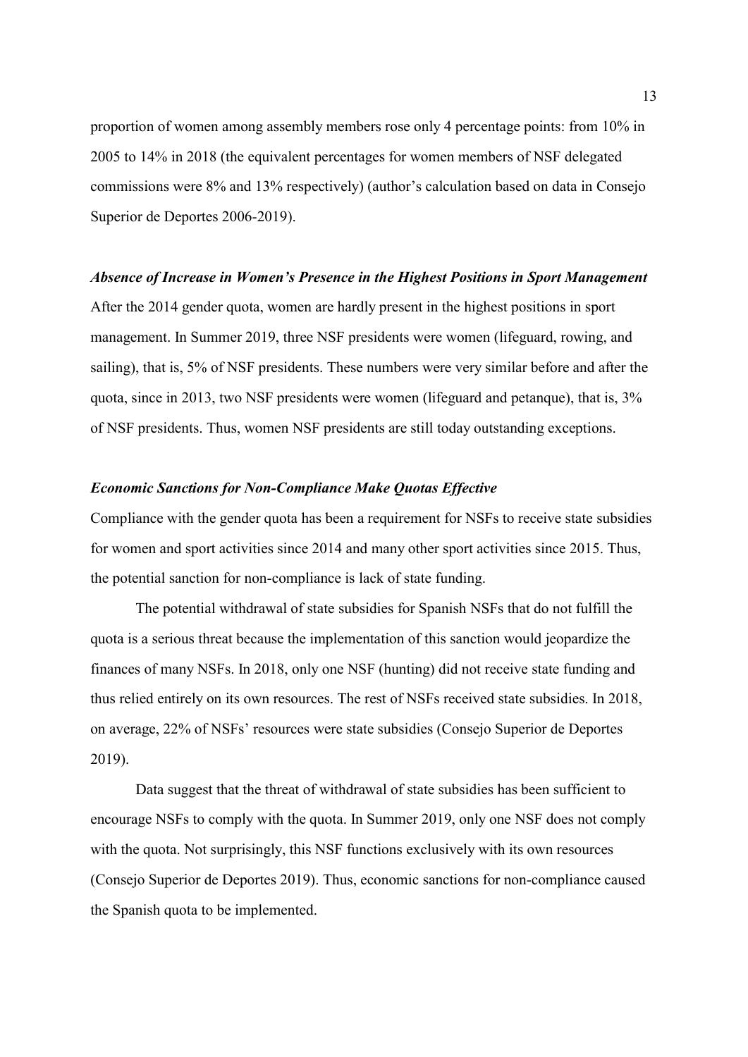proportion of women among assembly members rose only 4 percentage points: from 10% in 2005 to 14% in 2018 (the equivalent percentages for women members of NSF delegated commissions were 8% and 13% respectively) (author's calculation based on data in Consejo Superior de Deportes 2006-2019).

### *Absence of Increase in Women's Presence in the Highest Positions in Sport Management*

After the 2014 gender quota, women are hardly present in the highest positions in sport management. In Summer 2019, three NSF presidents were women (lifeguard, rowing, and sailing), that is, 5% of NSF presidents. These numbers were very similar before and after the quota, since in 2013, two NSF presidents were women (lifeguard and petanque), that is, 3% of NSF presidents. Thus, women NSF presidents are still today outstanding exceptions.

### *Economic Sanctions for Non-Compliance Make Quotas Effective*

Compliance with the gender quota has been a requirement for NSFs to receive state subsidies for women and sport activities since 2014 and many other sport activities since 2015. Thus, the potential sanction for non-compliance is lack of state funding.

The potential withdrawal of state subsidies for Spanish NSFs that do not fulfill the quota is a serious threat because the implementation of this sanction would jeopardize the finances of many NSFs. In 2018, only one NSF (hunting) did not receive state funding and thus relied entirely on its own resources. The rest of NSFs received state subsidies. In 2018, on average, 22% of NSFs' resources were state subsidies (Consejo Superior de Deportes 2019).

Data suggest that the threat of withdrawal of state subsidies has been sufficient to encourage NSFs to comply with the quota. In Summer 2019, only one NSF does not comply with the quota. Not surprisingly, this NSF functions exclusively with its own resources (Consejo Superior de Deportes 2019). Thus, economic sanctions for non-compliance caused the Spanish quota to be implemented.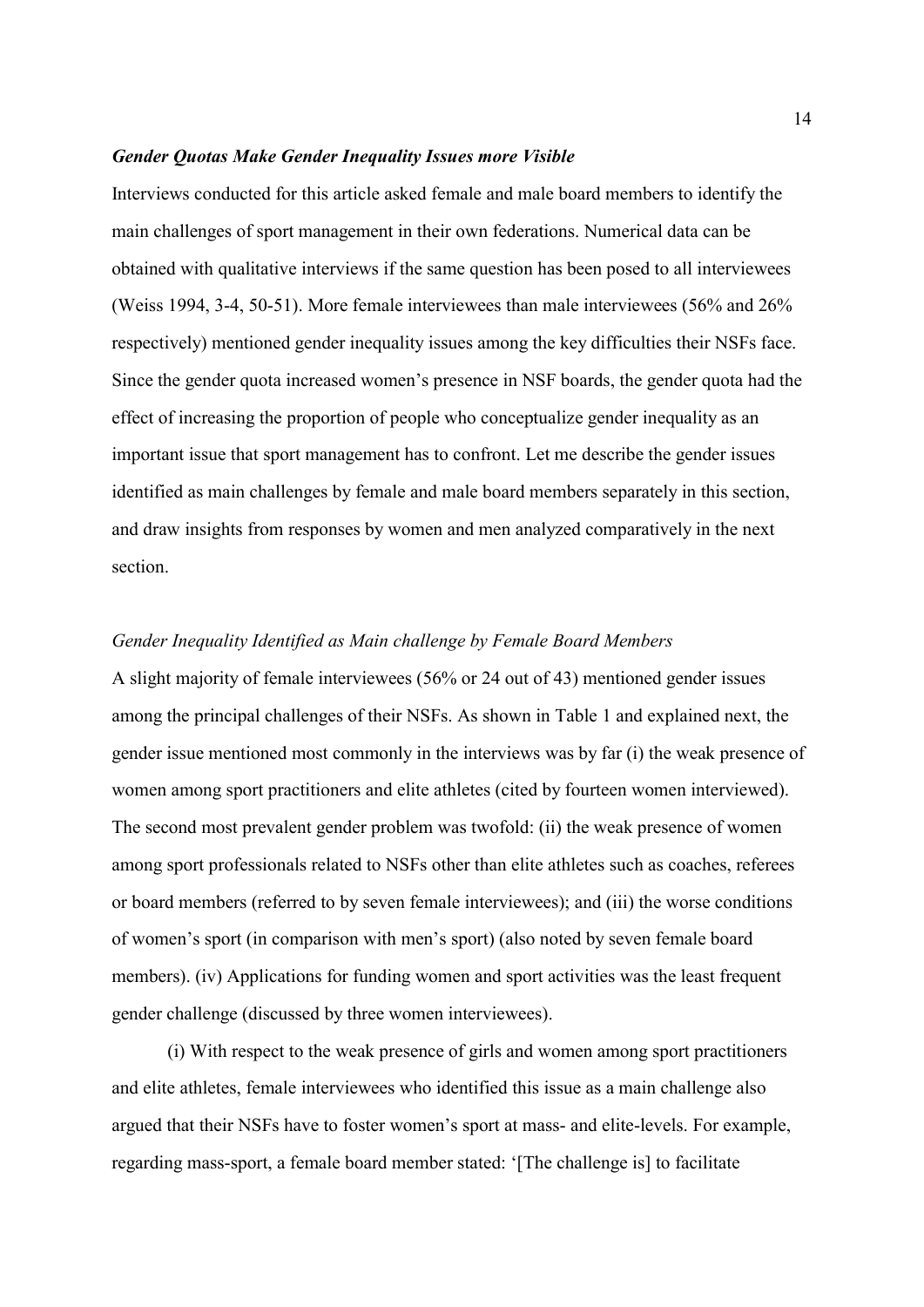### *Gender Quotas Make Gender Inequality Issues more Visible*

Interviews conducted for this article asked female and male board members to identify the main challenges of sport management in their own federations. Numerical data can be obtained with qualitative interviews if the same question has been posed to all interviewees (Weiss 1994, 3-4, 50-51). More female interviewees than male interviewees (56% and 26% respectively) mentioned gender inequality issues among the key difficulties their NSFs face. Since the gender quota increased women's presence in NSF boards, the gender quota had the effect of increasing the proportion of people who conceptualize gender inequality as an important issue that sport management has to confront. Let me describe the gender issues identified as main challenges by female and male board members separately in this section, and draw insights from responses by women and men analyzed comparatively in the next section.

#### *Gender Inequality Identified as Main challenge by Female Board Members*

A slight majority of female interviewees (56% or 24 out of 43) mentioned gender issues among the principal challenges of their NSFs. As shown in Table 1 and explained next, the gender issue mentioned most commonly in the interviews was by far (i) the weak presence of women among sport practitioners and elite athletes (cited by fourteen women interviewed). The second most prevalent gender problem was twofold: (ii) the weak presence of women among sport professionals related to NSFs other than elite athletes such as coaches, referees or board members (referred to by seven female interviewees); and (iii) the worse conditions of women's sport (in comparison with men's sport) (also noted by seven female board members). (iv) Applications for funding women and sport activities was the least frequent gender challenge (discussed by three women interviewees).

(i) With respect to the weak presence of girls and women among sport practitioners and elite athletes, female interviewees who identified this issue as a main challenge also argued that their NSFs have to foster women's sport at mass- and elite-levels. For example, regarding mass-sport, a female board member stated: '[The challenge is] to facilitate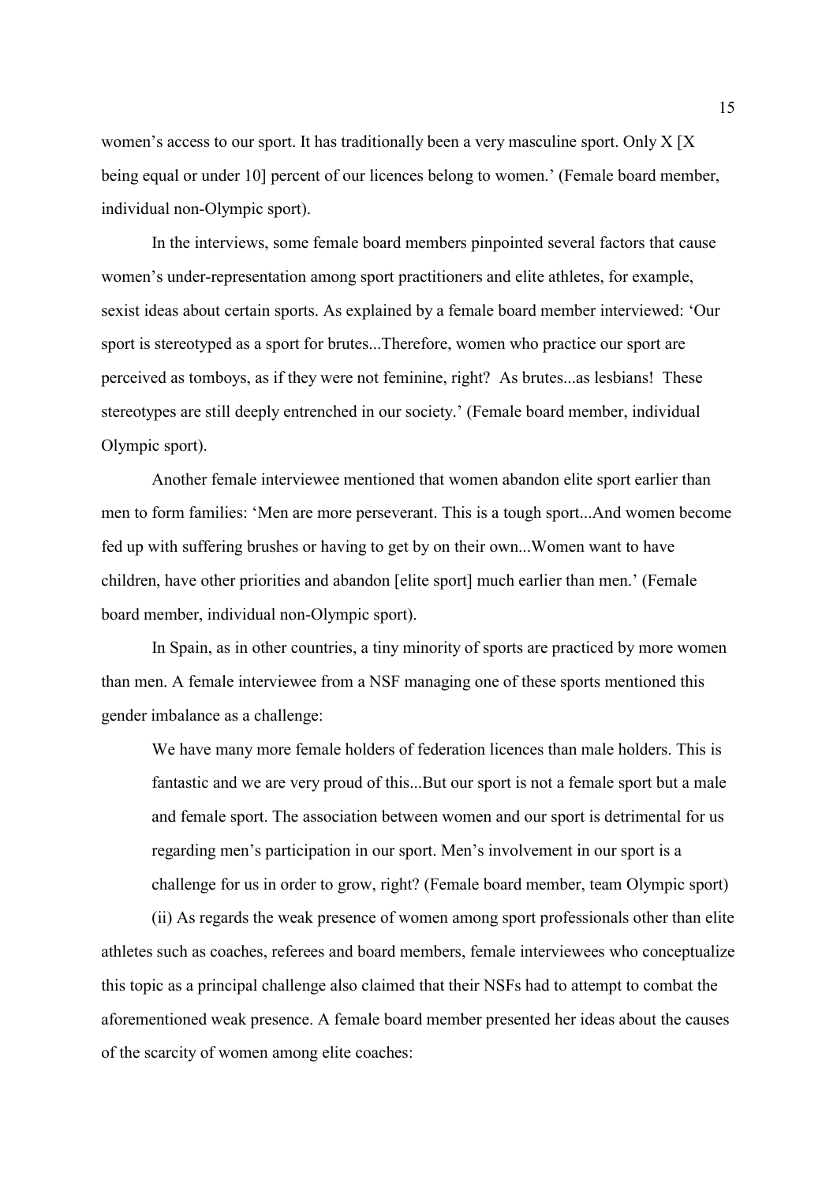women's access to our sport. It has traditionally been a very masculine sport. Only X [X being equal or under 10] percent of our licences belong to women.' (Female board member, individual non-Olympic sport).

In the interviews, some female board members pinpointed several factors that cause women's under-representation among sport practitioners and elite athletes, for example, sexist ideas about certain sports. As explained by a female board member interviewed: 'Our sport is stereotyped as a sport for brutes...Therefore, women who practice our sport are perceived as tomboys, as if they were not feminine, right? As brutes...as lesbians! These stereotypes are still deeply entrenched in our society.' (Female board member, individual Olympic sport).

Another female interviewee mentioned that women abandon elite sport earlier than men to form families: 'Men are more perseverant. This is a tough sport...And women become fed up with suffering brushes or having to get by on their own...Women want to have children, have other priorities and abandon [elite sport] much earlier than men.' (Female board member, individual non-Olympic sport).

In Spain, as in other countries, a tiny minority of sports are practiced by more women than men. A female interviewee from a NSF managing one of these sports mentioned this gender imbalance as a challenge:

> We have many more female holders of federation licences than male holders. This is fantastic and we are very proud of this...But our sport is not a female sport but a male and female sport. The association between women and our sport is detrimental for us regarding men's participation in our sport. Men's involvement in our sport is a challenge for us in order to grow, right? (Female board member, team Olympic sport)

(ii) As regards the weak presence of women among sport professionals other than elite athletes such as coaches, referees and board members, female interviewees who conceptualize this topic as a principal challenge also claimed that their NSFs had to attempt to combat the aforementioned weak presence. A female board member presented her ideas about the causes of the scarcity of women among elite coaches: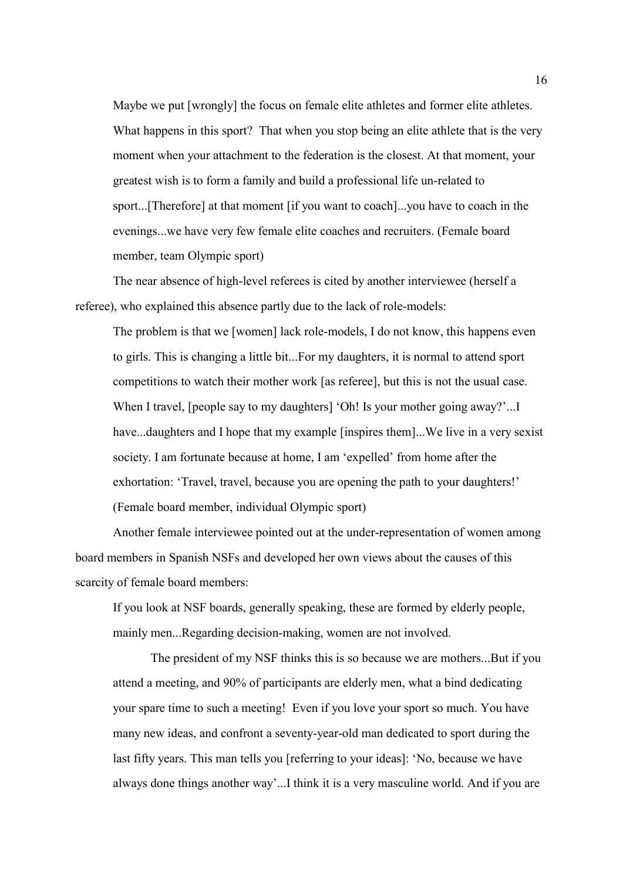> Maybe we put [wrongly] the focus on female elite athletes and former elite athletes. What happens in this sport? That when you stop being an elite athlete that is the very moment when your attachment to the federation is the closest. At that moment, your greatest wish is to form a family and build a professional life un-related to sport...[Therefore] at that moment [if you want to coach]...you have to coach in the evenings...we have very few female elite coaches and recruiters. (Female board member, team Olympic sport)

The near absence of high-level referees is cited by another interviewee (herself a referee), who explained this absence partly due to the lack of role-models:

> The problem is that we [women] lack role-models, I do not know, this happens even to girls. This is changing a little bit...For my daughters, it is normal to attend sport competitions to watch their mother work [as referee], but this is not the usual case. When I travel, [people say to my daughters] 'Oh! Is your mother going away?'...I have...daughters and I hope that my example [inspires them]...We live in a very sexist society. I am fortunate because at home, I am 'expelled' from home after the exhortation: 'Travel, travel, because you are opening the path to your daughters!' (Female board member, individual Olympic sport)

Another female interviewee pointed out at the under-representation of women among board members in Spanish NSFs and developed her own views about the causes of this scarcity of female board members:

> If you look at NSF boards, generally speaking, these are formed by elderly people, mainly men...Regarding decision-making, women are not involved.
>
> The president of my NSF thinks this is so because we are mothers...But if you attend a meeting, and 90% of participants are elderly men, what a bind dedicating your spare time to such a meeting! Even if you love your sport so much. You have many new ideas, and confront a seventy-year-old man dedicated to sport during the last fifty years. This man tells you [referring to your ideas]: 'No, because we have always done things another way'...I think it is a very masculine world. And if you are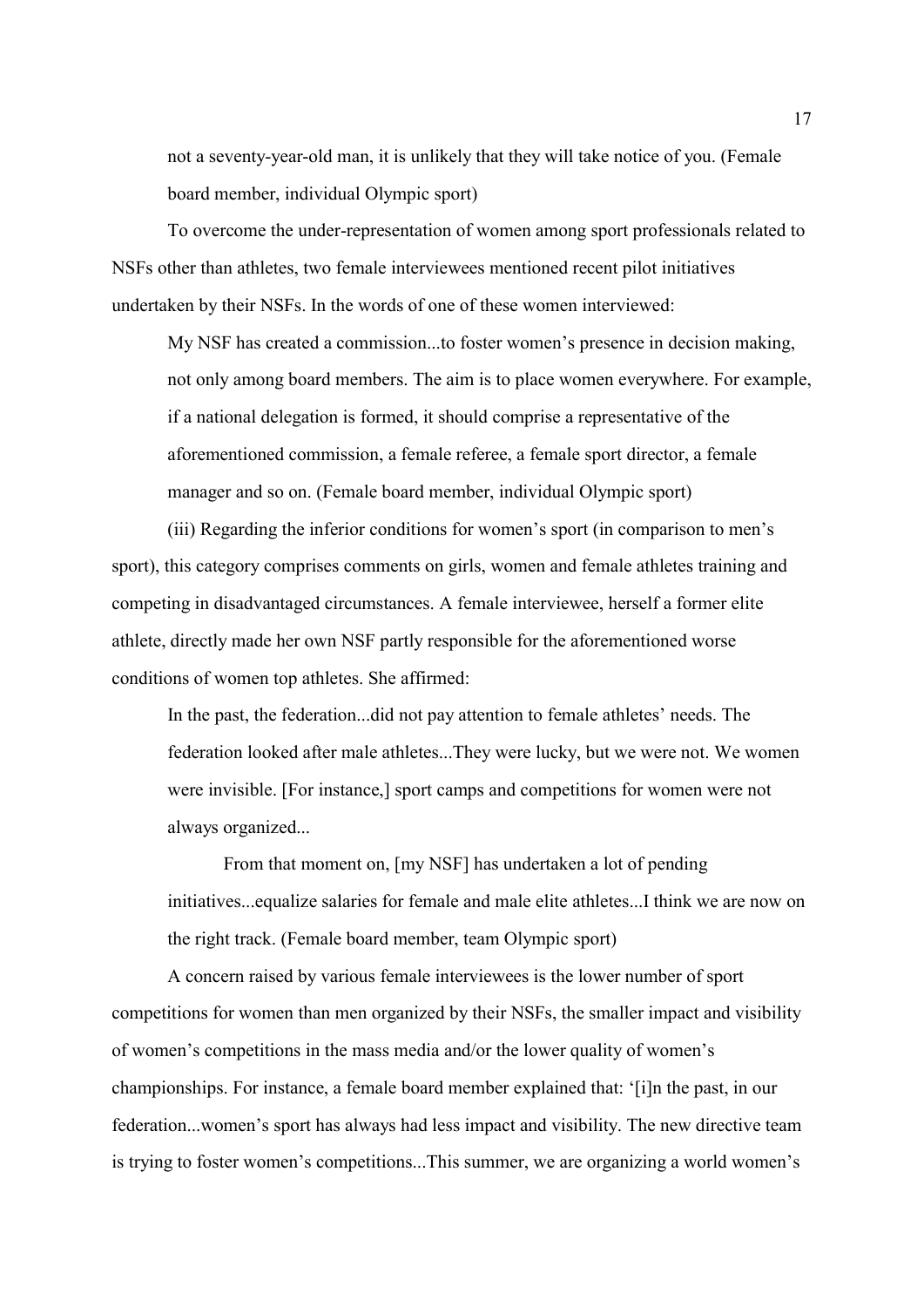not a seventy-year-old man, it is unlikely that they will take notice of you. (Female board member, individual Olympic sport)

To overcome the under-representation of women among sport professionals related to NSFs other than athletes, two female interviewees mentioned recent pilot initiatives undertaken by their NSFs. In the words of one of these women interviewed:

> My NSF has created a commission...to foster women's presence in decision making, not only among board members. The aim is to place women everywhere. For example, if a national delegation is formed, it should comprise a representative of the aforementioned commission, a female referee, a female sport director, a female manager and so on. (Female board member, individual Olympic sport)

(iii) Regarding the inferior conditions for women's sport (in comparison to men's sport), this category comprises comments on girls, women and female athletes training and competing in disadvantaged circumstances. A female interviewee, herself a former elite athlete, directly made her own NSF partly responsible for the aforementioned worse conditions of women top athletes. She affirmed:

> In the past, the federation...did not pay attention to female athletes' needs. The federation looked after male athletes...They were lucky, but we were not. We women were invisible. [For instance,] sport camps and competitions for women were not always organized...
>
> From that moment on, [my NSF] has undertaken a lot of pending initiatives...equalize salaries for female and male elite athletes...I think we are now on the right track. (Female board member, team Olympic sport)

A concern raised by various female interviewees is the lower number of sport competitions for women than men organized by their NSFs, the smaller impact and visibility of women's competitions in the mass media and/or the lower quality of women's championships. For instance, a female board member explained that: '[i]n the past, in our federation...women's sport has always had less impact and visibility. The new directive team is trying to foster women's competitions...This summer, we are organizing a world women's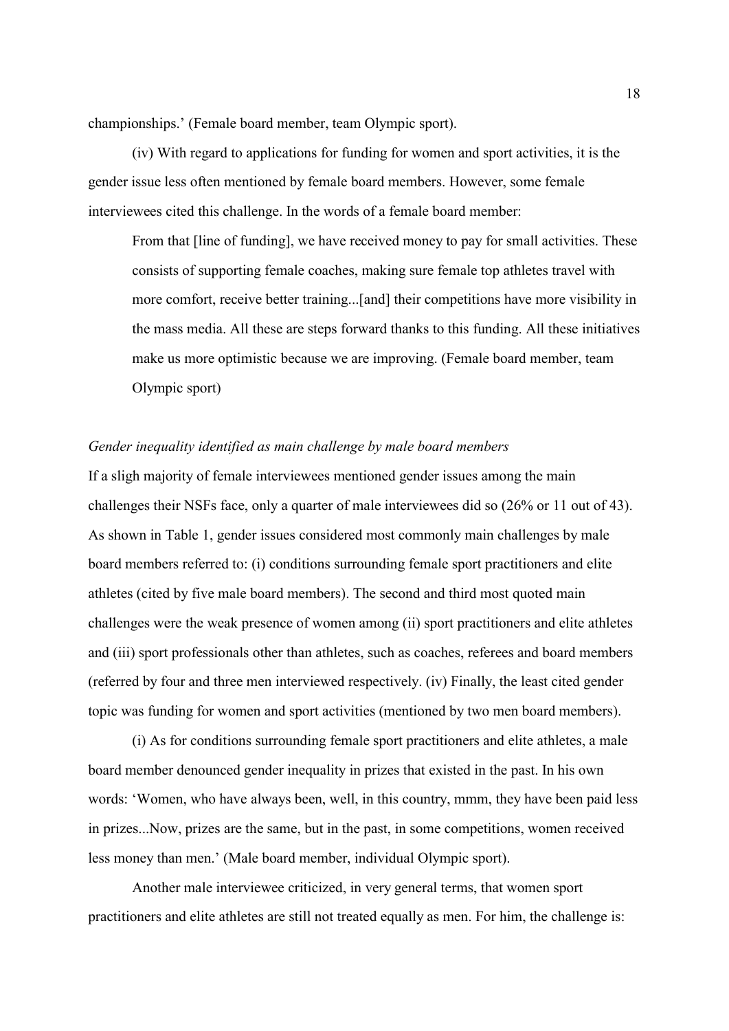championships.' (Female board member, team Olympic sport).

(iv) With regard to applications for funding for women and sport activities, it is the gender issue less often mentioned by female board members. However, some female interviewees cited this challenge. In the words of a female board member:

> From that [line of funding], we have received money to pay for small activities. These consists of supporting female coaches, making sure female top athletes travel with more comfort, receive better training...[and] their competitions have more visibility in the mass media. All these are steps forward thanks to this funding. All these initiatives make us more optimistic because we are improving. (Female board member, team Olympic sport)

*Gender inequality identified as main challenge by male board members*

If a sligh majority of female interviewees mentioned gender issues among the main challenges their NSFs face, only a quarter of male interviewees did so (26% or 11 out of 43). As shown in Table 1, gender issues considered most commonly main challenges by male board members referred to: (i) conditions surrounding female sport practitioners and elite athletes (cited by five male board members). The second and third most quoted main challenges were the weak presence of women among (ii) sport practitioners and elite athletes and (iii) sport professionals other than athletes, such as coaches, referees and board members (referred by four and three men interviewed respectively). (iv) Finally, the least cited gender topic was funding for women and sport activities (mentioned by two men board members).

(i) As for conditions surrounding female sport practitioners and elite athletes, a male board member denounced gender inequality in prizes that existed in the past. In his own words: 'Women, who have always been, well, in this country, mmm, they have been paid less in prizes...Now, prizes are the same, but in the past, in some competitions, women received less money than men.' (Male board member, individual Olympic sport).

Another male interviewee criticized, in very general terms, that women sport practitioners and elite athletes are still not treated equally as men. For him, the challenge is: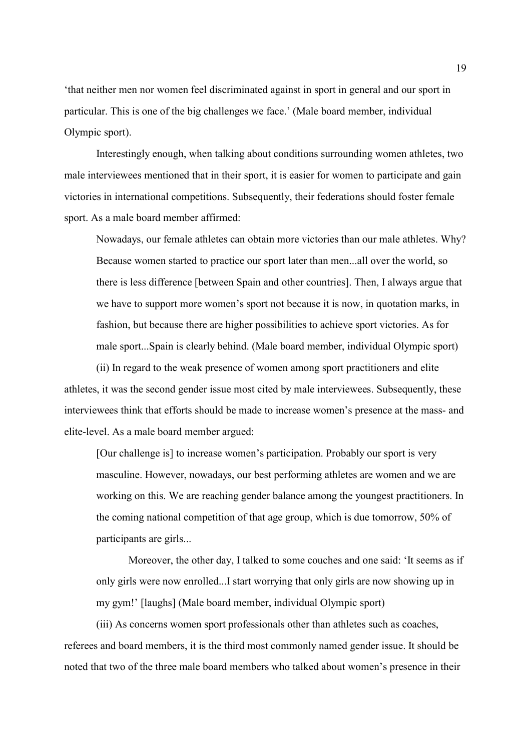'that neither men nor women feel discriminated against in sport in general and our sport in particular. This is one of the big challenges we face.' (Male board member, individual Olympic sport).

Interestingly enough, when talking about conditions surrounding women athletes, two male interviewees mentioned that in their sport, it is easier for women to participate and gain victories in international competitions. Subsequently, their federations should foster female sport. As a male board member affirmed:

> Nowadays, our female athletes can obtain more victories than our male athletes. Why? Because women started to practice our sport later than men...all over the world, so there is less difference [between Spain and other countries]. Then, I always argue that we have to support more women's sport not because it is now, in quotation marks, in fashion, but because there are higher possibilities to achieve sport victories. As for male sport...Spain is clearly behind. (Male board member, individual Olympic sport)

(ii) In regard to the weak presence of women among sport practitioners and elite athletes, it was the second gender issue most cited by male interviewees. Subsequently, these interviewees think that efforts should be made to increase women's presence at the mass- and elite-level. As a male board member argued:

> [Our challenge is] to increase women's participation. Probably our sport is very masculine. However, nowadays, our best performing athletes are women and we are working on this. We are reaching gender balance among the youngest practitioners. In the coming national competition of that age group, which is due tomorrow, 50% of participants are girls...
>
> Moreover, the other day, I talked to some couches and one said: 'It seems as if only girls were now enrolled...I start worrying that only girls are now showing up in my gym!' [laughs] (Male board member, individual Olympic sport)

(iii) As concerns women sport professionals other than athletes such as coaches, referees and board members, it is the third most commonly named gender issue. It should be noted that two of the three male board members who talked about women's presence in their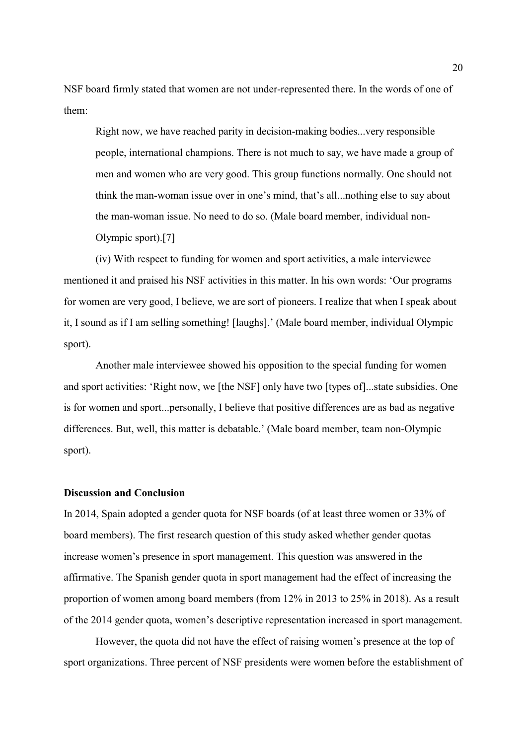NSF board firmly stated that women are not under-represented there. In the words of one of them:

> Right now, we have reached parity in decision-making bodies...very responsible people, international champions. There is not much to say, we have made a group of men and women who are very good. This group functions normally. One should not think the man-woman issue over in one's mind, that's all...nothing else to say about the man-woman issue. No need to do so. (Male board member, individual non-Olympic sport).[7]

(iv) With respect to funding for women and sport activities, a male interviewee mentioned it and praised his NSF activities in this matter. In his own words: 'Our programs for women are very good, I believe, we are sort of pioneers. I realize that when I speak about it, I sound as if I am selling something! [laughs].' (Male board member, individual Olympic sport).

Another male interviewee showed his opposition to the special funding for women and sport activities: 'Right now, we [the NSF] only have two [types of]...state subsidies. One is for women and sport...personally, I believe that positive differences are as bad as negative differences. But, well, this matter is debatable.' (Male board member, team non-Olympic sport).

**Discussion and Conclusion**

In 2014, Spain adopted a gender quota for NSF boards (of at least three women or 33% of board members). The first research question of this study asked whether gender quotas increase women's presence in sport management. This question was answered in the affirmative. The Spanish gender quota in sport management had the effect of increasing the proportion of women among board members (from 12% in 2013 to 25% in 2018). As a result of the 2014 gender quota, women's descriptive representation increased in sport management.

However, the quota did not have the effect of raising women's presence at the top of sport organizations. Three percent of NSF presidents were women before the establishment of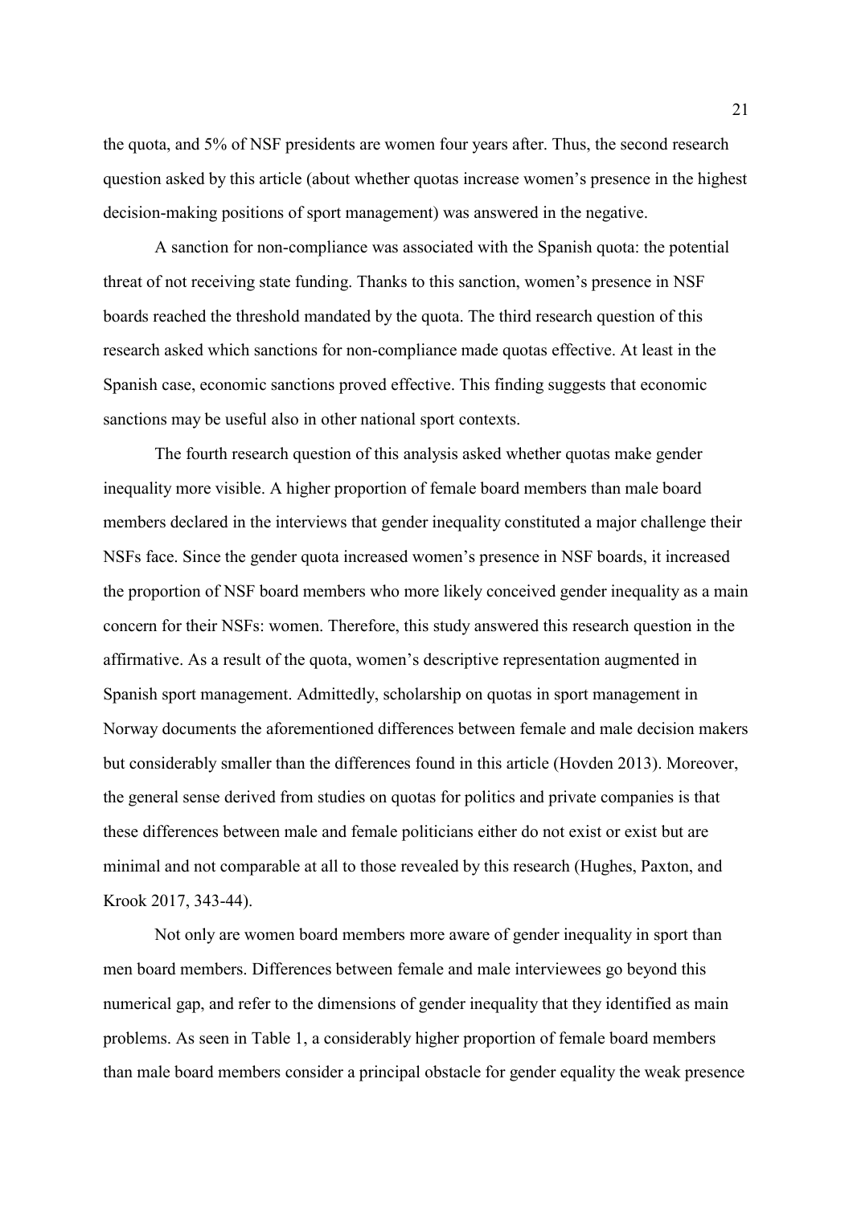the quota, and 5% of NSF presidents are women four years after. Thus, the second research question asked by this article (about whether quotas increase women's presence in the highest decision-making positions of sport management) was answered in the negative.

A sanction for non-compliance was associated with the Spanish quota: the potential threat of not receiving state funding. Thanks to this sanction, women's presence in NSF boards reached the threshold mandated by the quota. The third research question of this research asked which sanctions for non-compliance made quotas effective. At least in the Spanish case, economic sanctions proved effective. This finding suggests that economic sanctions may be useful also in other national sport contexts.

The fourth research question of this analysis asked whether quotas make gender inequality more visible. A higher proportion of female board members than male board members declared in the interviews that gender inequality constituted a major challenge their NSFs face. Since the gender quota increased women's presence in NSF boards, it increased the proportion of NSF board members who more likely conceived gender inequality as a main concern for their NSFs: women. Therefore, this study answered this research question in the affirmative. As a result of the quota, women's descriptive representation augmented in Spanish sport management. Admittedly, scholarship on quotas in sport management in Norway documents the aforementioned differences between female and male decision makers but considerably smaller than the differences found in this article (Hovden 2013). Moreover, the general sense derived from studies on quotas for politics and private companies is that these differences between male and female politicians either do not exist or exist but are minimal and not comparable at all to those revealed by this research (Hughes, Paxton, and Krook 2017, 343-44).

Not only are women board members more aware of gender inequality in sport than men board members. Differences between female and male interviewees go beyond this numerical gap, and refer to the dimensions of gender inequality that they identified as main problems. As seen in Table 1, a considerably higher proportion of female board members than male board members consider a principal obstacle for gender equality the weak presence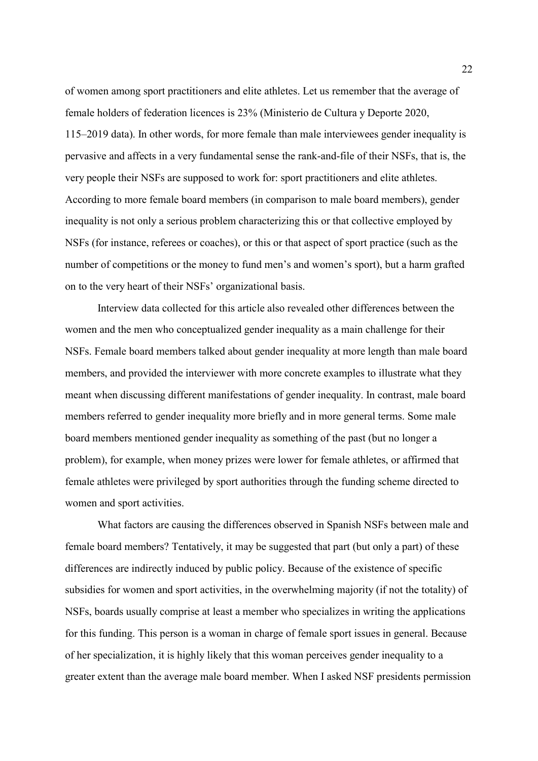of women among sport practitioners and elite athletes. Let us remember that the average of female holders of federation licences is 23% (Ministerio de Cultura y Deporte 2020, 115–2019 data). In other words, for more female than male interviewees gender inequality is pervasive and affects in a very fundamental sense the rank-and-file of their NSFs, that is, the very people their NSFs are supposed to work for: sport practitioners and elite athletes. According to more female board members (in comparison to male board members), gender inequality is not only a serious problem characterizing this or that collective employed by NSFs (for instance, referees or coaches), or this or that aspect of sport practice (such as the number of competitions or the money to fund men's and women's sport), but a harm grafted on to the very heart of their NSFs' organizational basis.

Interview data collected for this article also revealed other differences between the women and the men who conceptualized gender inequality as a main challenge for their NSFs. Female board members talked about gender inequality at more length than male board members, and provided the interviewer with more concrete examples to illustrate what they meant when discussing different manifestations of gender inequality. In contrast, male board members referred to gender inequality more briefly and in more general terms. Some male board members mentioned gender inequality as something of the past (but no longer a problem), for example, when money prizes were lower for female athletes, or affirmed that female athletes were privileged by sport authorities through the funding scheme directed to women and sport activities.

What factors are causing the differences observed in Spanish NSFs between male and female board members? Tentatively, it may be suggested that part (but only a part) of these differences are indirectly induced by public policy. Because of the existence of specific subsidies for women and sport activities, in the overwhelming majority (if not the totality) of NSFs, boards usually comprise at least a member who specializes in writing the applications for this funding. This person is a woman in charge of female sport issues in general. Because of her specialization, it is highly likely that this woman perceives gender inequality to a greater extent than the average male board member. When I asked NSF presidents permission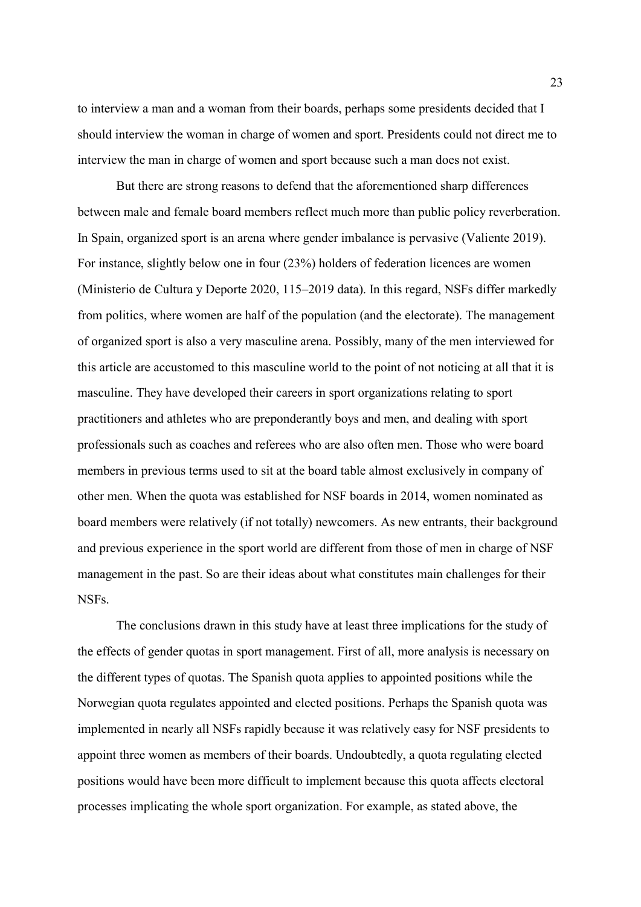to interview a man and a woman from their boards, perhaps some presidents decided that I should interview the woman in charge of women and sport. Presidents could not direct me to interview the man in charge of women and sport because such a man does not exist.

But there are strong reasons to defend that the aforementioned sharp differences between male and female board members reflect much more than public policy reverberation. In Spain, organized sport is an arena where gender imbalance is pervasive (Valiente 2019). For instance, slightly below one in four (23%) holders of federation licences are women (Ministerio de Cultura y Deporte 2020, 115–2019 data). In this regard, NSFs differ markedly from politics, where women are half of the population (and the electorate). The management of organized sport is also a very masculine arena. Possibly, many of the men interviewed for this article are accustomed to this masculine world to the point of not noticing at all that it is masculine. They have developed their careers in sport organizations relating to sport practitioners and athletes who are preponderantly boys and men, and dealing with sport professionals such as coaches and referees who are also often men. Those who were board members in previous terms used to sit at the board table almost exclusively in company of other men. When the quota was established for NSF boards in 2014, women nominated as board members were relatively (if not totally) newcomers. As new entrants, their background and previous experience in the sport world are different from those of men in charge of NSF management in the past. So are their ideas about what constitutes main challenges for their NSFs.

The conclusions drawn in this study have at least three implications for the study of the effects of gender quotas in sport management. First of all, more analysis is necessary on the different types of quotas. The Spanish quota applies to appointed positions while the Norwegian quota regulates appointed and elected positions. Perhaps the Spanish quota was implemented in nearly all NSFs rapidly because it was relatively easy for NSF presidents to appoint three women as members of their boards. Undoubtedly, a quota regulating elected positions would have been more difficult to implement because this quota affects electoral processes implicating the whole sport organization. For example, as stated above, the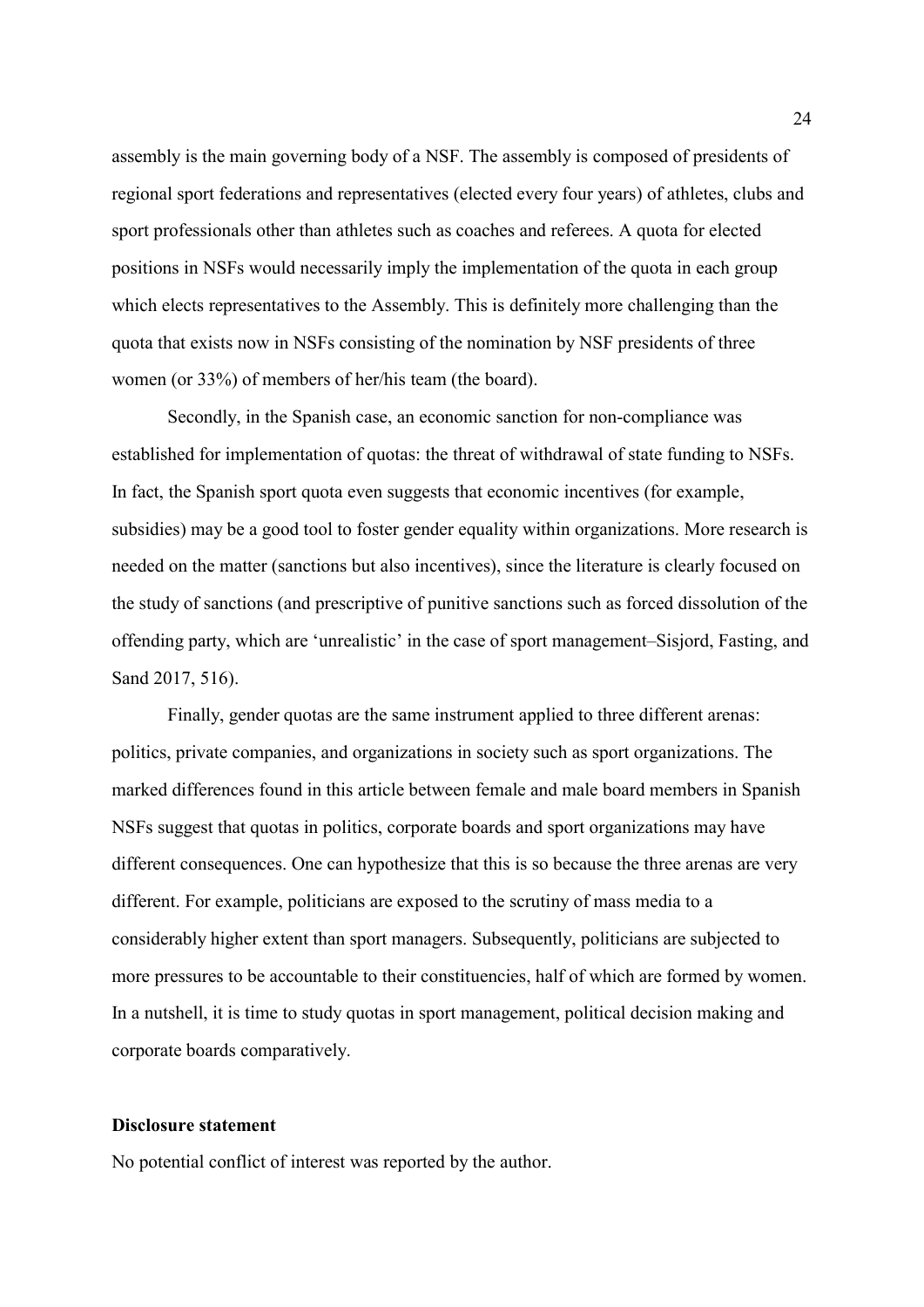assembly is the main governing body of a NSF. The assembly is composed of presidents of regional sport federations and representatives (elected every four years) of athletes, clubs and sport professionals other than athletes such as coaches and referees. A quota for elected positions in NSFs would necessarily imply the implementation of the quota in each group which elects representatives to the Assembly. This is definitely more challenging than the quota that exists now in NSFs consisting of the nomination by NSF presidents of three women (or 33%) of members of her/his team (the board).

Secondly, in the Spanish case, an economic sanction for non-compliance was established for implementation of quotas: the threat of withdrawal of state funding to NSFs. In fact, the Spanish sport quota even suggests that economic incentives (for example, subsidies) may be a good tool to foster gender equality within organizations. More research is needed on the matter (sanctions but also incentives), since the literature is clearly focused on the study of sanctions (and prescriptive of punitive sanctions such as forced dissolution of the offending party, which are 'unrealistic' in the case of sport management–Sisjord, Fasting, and Sand 2017, 516).

Finally, gender quotas are the same instrument applied to three different arenas: politics, private companies, and organizations in society such as sport organizations. The marked differences found in this article between female and male board members in Spanish NSFs suggest that quotas in politics, corporate boards and sport organizations may have different consequences. One can hypothesize that this is so because the three arenas are very different. For example, politicians are exposed to the scrutiny of mass media to a considerably higher extent than sport managers. Subsequently, politicians are subjected to more pressures to be accountable to their constituencies, half of which are formed by women. In a nutshell, it is time to study quotas in sport management, political decision making and corporate boards comparatively.

**Disclosure statement**

No potential conflict of interest was reported by the author.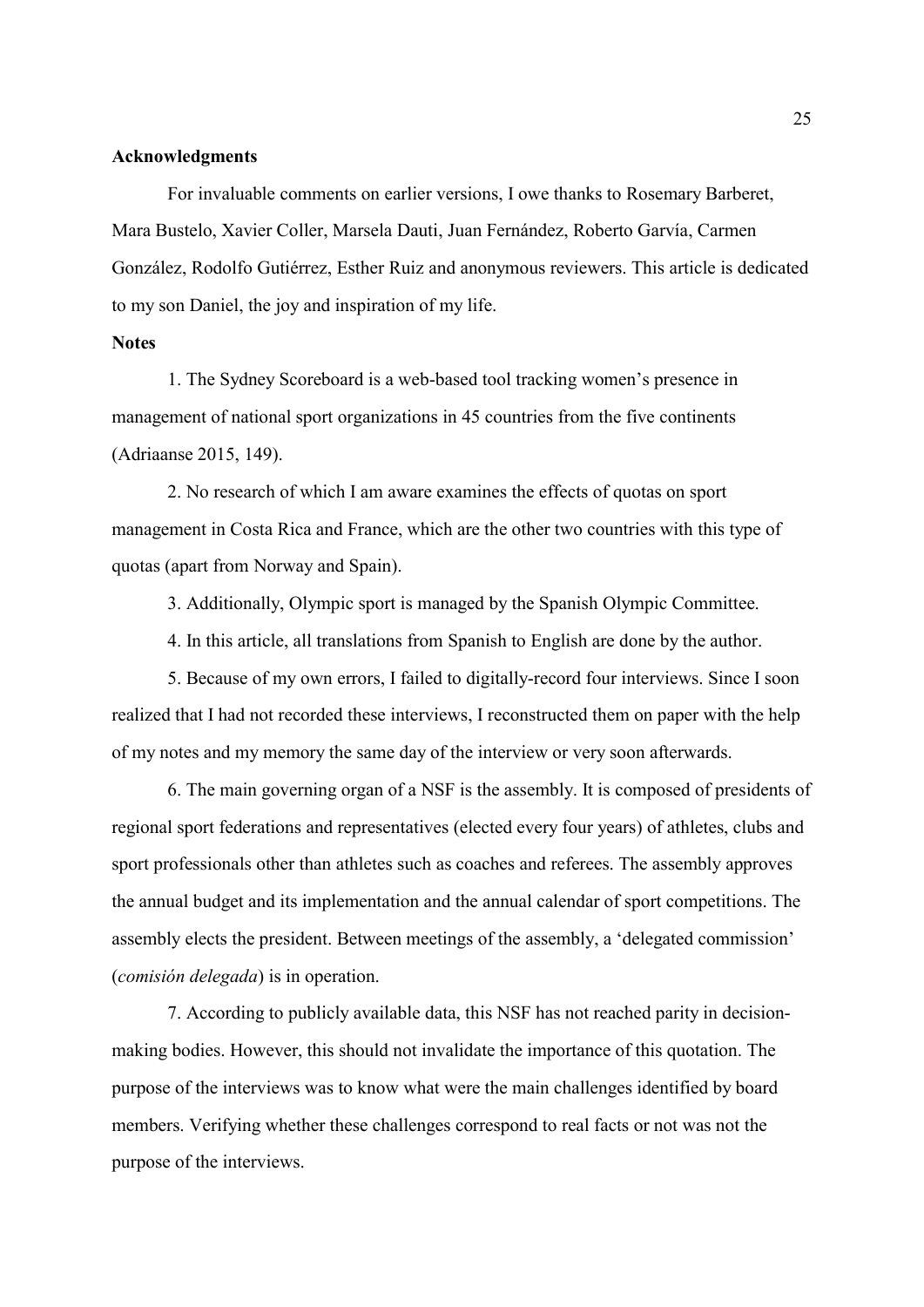## Acknowledgments

For invaluable comments on earlier versions, I owe thanks to Rosemary Barberet, Mara Bustelo, Xavier Coller, Marsela Dauti, Juan Fernández, Roberto Garvía, Carmen González, Rodolfo Gutiérrez, Esther Ruiz and anonymous reviewers. This article is dedicated to my son Daniel, the joy and inspiration of my life.

## Notes

1. The Sydney Scoreboard is a web-based tool tracking women's presence in management of national sport organizations in 45 countries from the five continents (Adriaanse 2015, 149).

2. No research of which I am aware examines the effects of quotas on sport management in Costa Rica and France, which are the other two countries with this type of quotas (apart from Norway and Spain).

3. Additionally, Olympic sport is managed by the Spanish Olympic Committee.

4. In this article, all translations from Spanish to English are done by the author.

5. Because of my own errors, I failed to digitally-record four interviews. Since I soon realized that I had not recorded these interviews, I reconstructed them on paper with the help of my notes and my memory the same day of the interview or very soon afterwards.

6. The main governing organ of a NSF is the assembly. It is composed of presidents of regional sport federations and representatives (elected every four years) of athletes, clubs and sport professionals other than athletes such as coaches and referees. The assembly approves the annual budget and its implementation and the annual calendar of sport competitions. The assembly elects the president. Between meetings of the assembly, a 'delegated commission' (*comisión delegada*) is in operation.

7. According to publicly available data, this NSF has not reached parity in decision-making bodies. However, this should not invalidate the importance of this quotation. The purpose of the interviews was to know what were the main challenges identified by board members. Verifying whether these challenges correspond to real facts or not was not the purpose of the interviews.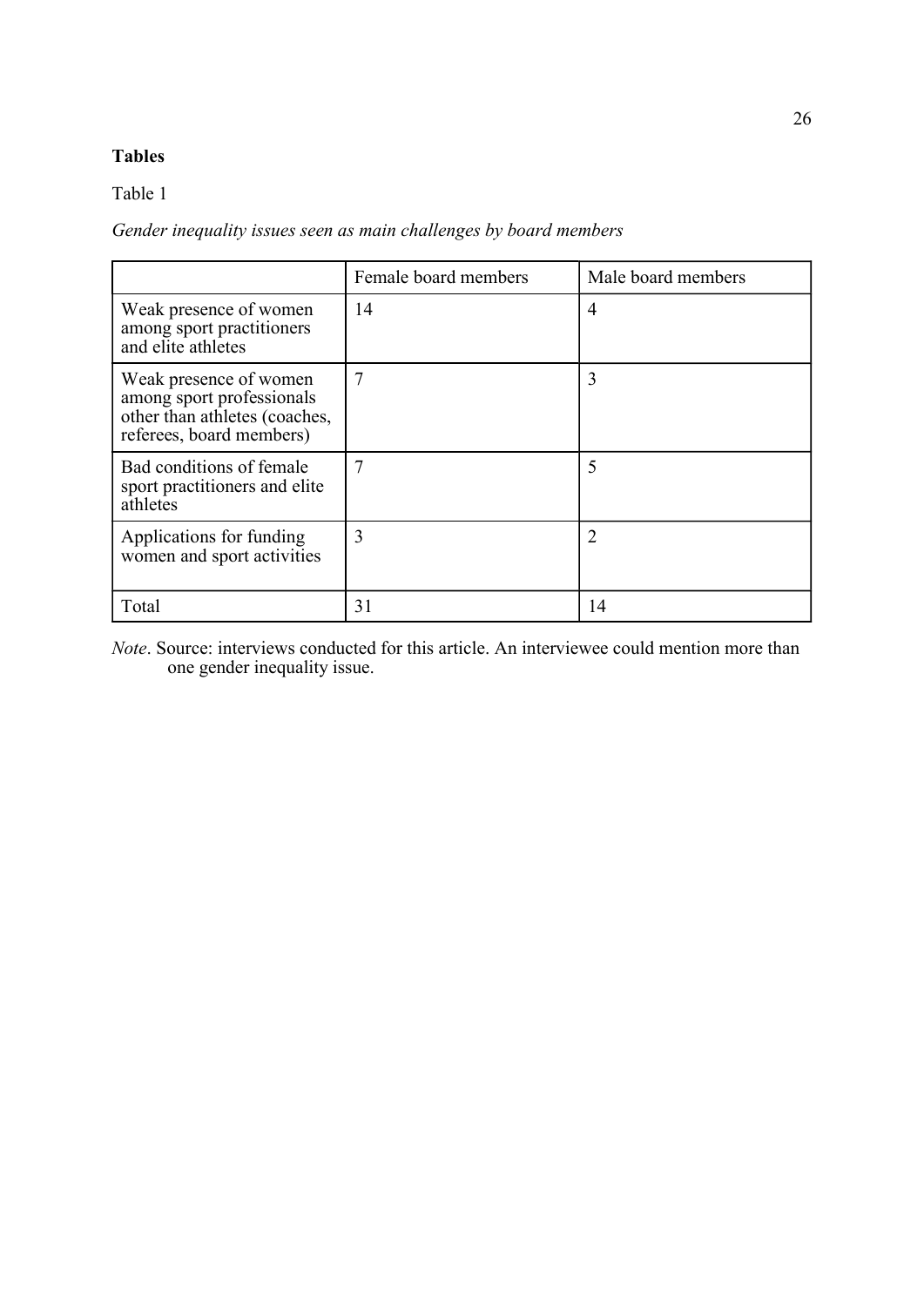**Tables**

Table 1

*Gender inequality issues seen as main challenges by board members*

| | Female board members | Male board members |
|---|---|---|
| Weak presence of women among sport practitioners and elite athletes | 14 | 4 |
| Weak presence of women among sport professionals other than athletes (coaches, referees, board members) | 7 | 3 |
| Bad conditions of female sport practitioners and elite athletes | 7 | 5 |
| Applications for funding women and sport activities | 3 | 2 |
| Total | 31 | 14 |

*Note*. Source: interviews conducted for this article. An interviewee could mention more than one gender inequality issue.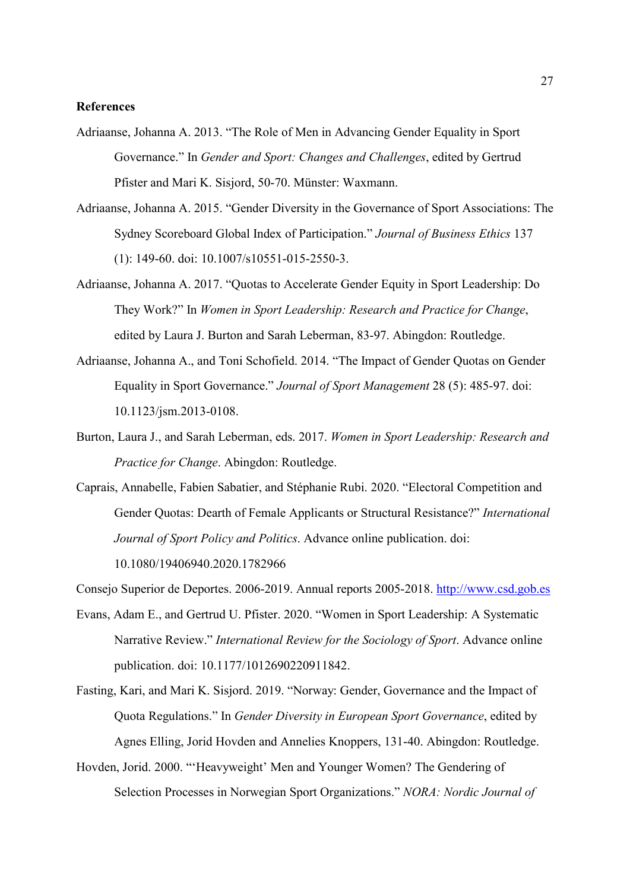**References**

Adriaanse, Johanna A. 2013. "The Role of Men in Advancing Gender Equality in Sport Governance." In *Gender and Sport: Changes and Challenges*, edited by Gertrud Pfister and Mari K. Sisjord, 50-70. Münster: Waxmann.

Adriaanse, Johanna A. 2015. "Gender Diversity in the Governance of Sport Associations: The Sydney Scoreboard Global Index of Participation." *Journal of Business Ethics* 137 (1): 149-60. doi: 10.1007/s10551-015-2550-3.

Adriaanse, Johanna A. 2017. "Quotas to Accelerate Gender Equity in Sport Leadership: Do They Work?" In *Women in Sport Leadership: Research and Practice for Change*, edited by Laura J. Burton and Sarah Leberman, 83-97. Abingdon: Routledge.

Adriaanse, Johanna A., and Toni Schofield. 2014. "The Impact of Gender Quotas on Gender Equality in Sport Governance." *Journal of Sport Management* 28 (5): 485-97. doi: 10.1123/jsm.2013-0108.

Burton, Laura J., and Sarah Leberman, eds. 2017. *Women in Sport Leadership: Research and Practice for Change*. Abingdon: Routledge.

Caprais, Annabelle, Fabien Sabatier, and Stéphanie Rubi. 2020. "Electoral Competition and Gender Quotas: Dearth of Female Applicants or Structural Resistance?" *International Journal of Sport Policy and Politics*. Advance online publication. doi: 10.1080/19406940.2020.1782966

Consejo Superior de Deportes. 2006-2019. Annual reports 2005-2018. http://www.csd.gob.es

Evans, Adam E., and Gertrud U. Pfister. 2020. "Women in Sport Leadership: A Systematic Narrative Review." *International Review for the Sociology of Sport*. Advance online publication. doi: 10.1177/1012690220911842.

Fasting, Kari, and Mari K. Sisjord. 2019. "Norway: Gender, Governance and the Impact of Quota Regulations." In *Gender Diversity in European Sport Governance*, edited by Agnes Elling, Jorid Hovden and Annelies Knoppers, 131-40. Abingdon: Routledge.

Hovden, Jorid. 2000. "'Heavyweight' Men and Younger Women? The Gendering of Selection Processes in Norwegian Sport Organizations." *NORA: Nordic Journal of*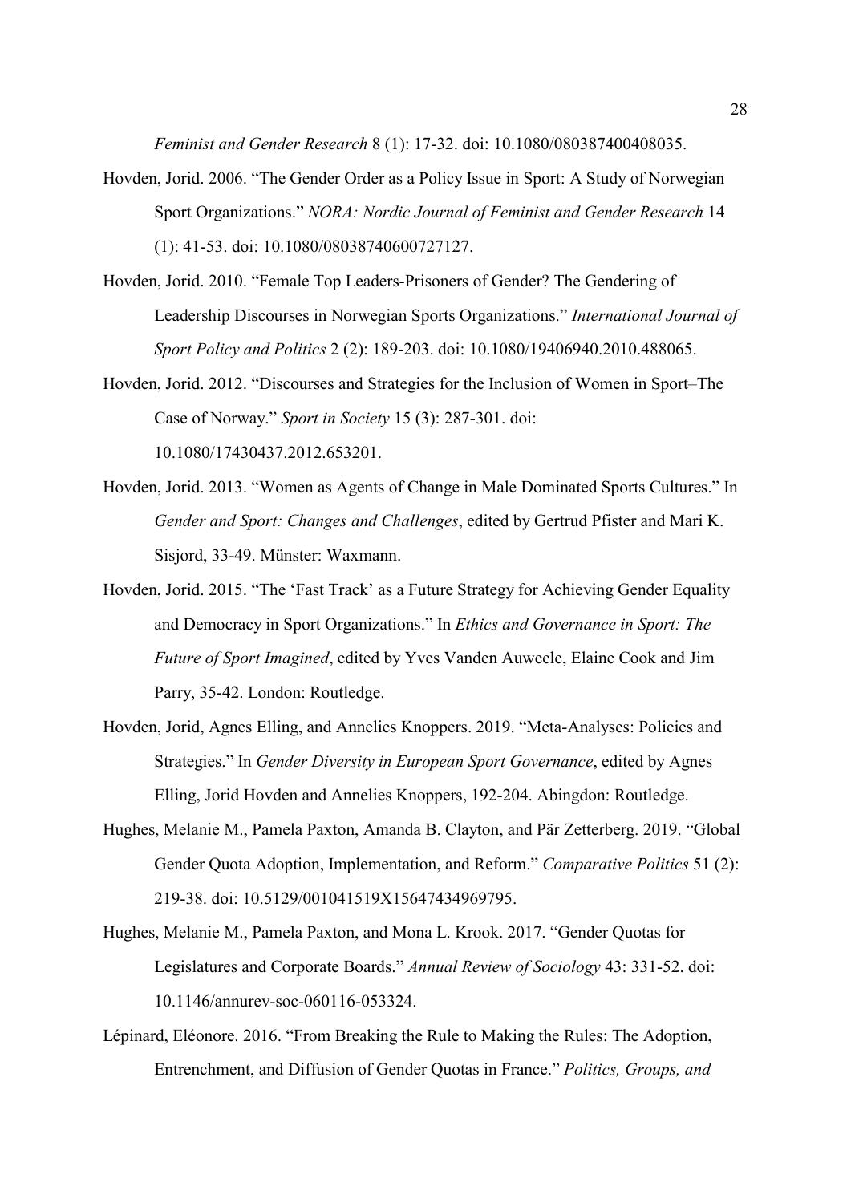*Feminist and Gender Research* 8 (1): 17-32. doi: 10.1080/080387400408035.

Hovden, Jorid. 2006. "The Gender Order as a Policy Issue in Sport: A Study of Norwegian Sport Organizations." *NORA: Nordic Journal of Feminist and Gender Research* 14 (1): 41-53. doi: 10.1080/08038740600727127.

Hovden, Jorid. 2010. "Female Top Leaders-Prisoners of Gender? The Gendering of Leadership Discourses in Norwegian Sports Organizations." *International Journal of Sport Policy and Politics* 2 (2): 189-203. doi: 10.1080/19406940.2010.488065.

Hovden, Jorid. 2012. "Discourses and Strategies for the Inclusion of Women in Sport–The Case of Norway." *Sport in Society* 15 (3): 287-301. doi: 10.1080/17430437.2012.653201.

Hovden, Jorid. 2013. "Women as Agents of Change in Male Dominated Sports Cultures." In *Gender and Sport: Changes and Challenges*, edited by Gertrud Pfister and Mari K. Sisjord, 33-49. Münster: Waxmann.

Hovden, Jorid. 2015. "The 'Fast Track' as a Future Strategy for Achieving Gender Equality and Democracy in Sport Organizations." In *Ethics and Governance in Sport: The Future of Sport Imagined*, edited by Yves Vanden Auweele, Elaine Cook and Jim Parry, 35-42. London: Routledge.

Hovden, Jorid, Agnes Elling, and Annelies Knoppers. 2019. "Meta-Analyses: Policies and Strategies." In *Gender Diversity in European Sport Governance*, edited by Agnes Elling, Jorid Hovden and Annelies Knoppers, 192-204. Abingdon: Routledge.

Hughes, Melanie M., Pamela Paxton, Amanda B. Clayton, and Pär Zetterberg. 2019. "Global Gender Quota Adoption, Implementation, and Reform." *Comparative Politics* 51 (2): 219-38. doi: 10.5129/001041519X15647434969795.

Hughes, Melanie M., Pamela Paxton, and Mona L. Krook. 2017. "Gender Quotas for Legislatures and Corporate Boards." *Annual Review of Sociology* 43: 331-52. doi: 10.1146/annurev-soc-060116-053324.

Lépinard, Eléonore. 2016. "From Breaking the Rule to Making the Rules: The Adoption, Entrenchment, and Diffusion of Gender Quotas in France." *Politics, Groups, and*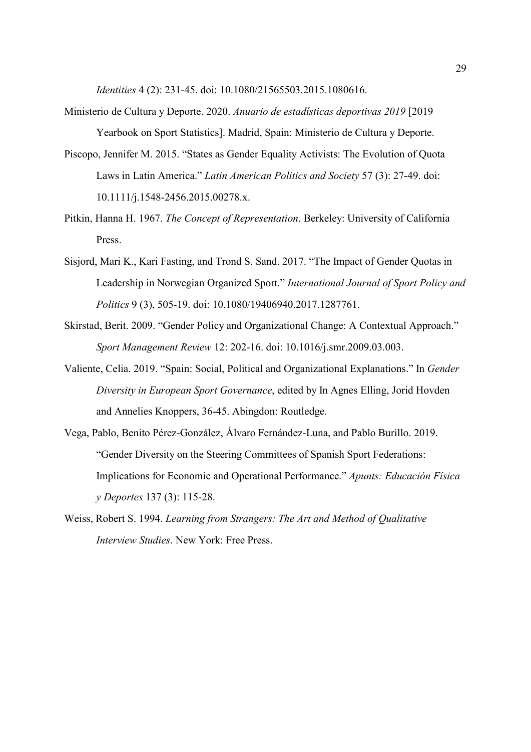*Identities* 4 (2): 231-45. doi: 10.1080/21565503.2015.1080616.

Ministerio de Cultura y Deporte. 2020. *Anuario de estadísticas deportivas 2019* [2019 Yearbook on Sport Statistics]. Madrid, Spain: Ministerio de Cultura y Deporte.

Piscopo, Jennifer M. 2015. "States as Gender Equality Activists: The Evolution of Quota Laws in Latin America." *Latin American Politics and Society* 57 (3): 27-49. doi: 10.1111/j.1548-2456.2015.00278.x.

Pitkin, Hanna H. 1967. *The Concept of Representation*. Berkeley: University of California Press.

Sisjord, Mari K., Kari Fasting, and Trond S. Sand. 2017. "The Impact of Gender Quotas in Leadership in Norwegian Organized Sport." *International Journal of Sport Policy and Politics* 9 (3), 505-19. doi: 10.1080/19406940.2017.1287761.

Skirstad, Berit. 2009. "Gender Policy and Organizational Change: A Contextual Approach." *Sport Management Review* 12: 202-16. doi: 10.1016/j.smr.2009.03.003.

Valiente, Celia. 2019. "Spain: Social, Political and Organizational Explanations." In *Gender Diversity in European Sport Governance*, edited by In Agnes Elling, Jorid Hovden and Annelies Knoppers, 36-45. Abingdon: Routledge.

Vega, Pablo, Benito Pérez-González, Álvaro Fernández-Luna, and Pablo Burillo. 2019. "Gender Diversity on the Steering Committees of Spanish Sport Federations: Implications for Economic and Operational Performance." *Apunts: Educación Física y Deportes* 137 (3): 115-28.

Weiss, Robert S. 1994. *Learning from Strangers: The Art and Method of Qualitative Interview Studies*. New York: Free Press.